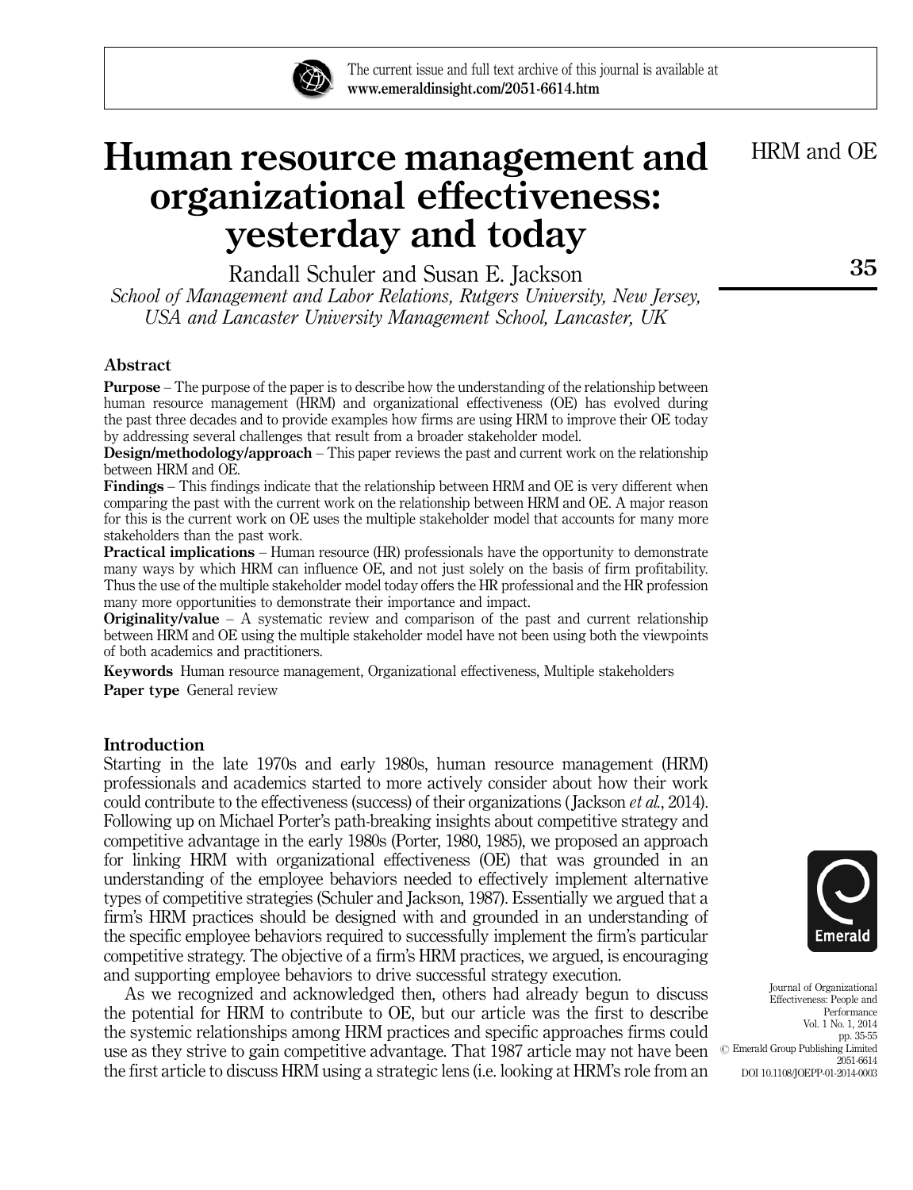# Human resource management and organizational effectiveness: yesterday and today

Randall Schuler and Susan E. Jackson

*School of Management and Labor Relations, Rutgers University, New Jersey, USA and Lancaster University Management School, Lancaster, UK*

## Abstract

**Purpose** – The purpose of the paper is to describe how the understanding of the relationship between human resource management (HRM) and organizational effectiveness (OE) has evolved during the past three decades and to provide examples how firms are using HRM to improve their OE today by addressing several challenges that result from a broader stakeholder model.

**Design/methodology/approach** – This paper reviews the past and current work on the relationship between HRM and OE.

**Findings** – This findings indicate that the relationship between HRM and OE is very different when comparing the past with the current work on the relationship between HRM and OE. A major reason for this is the current work on OE uses the multiple stakeholder model that accounts for many more stakeholders than the past work.

**Practical implications** – Human resource (HR) professionals have the opportunity to demonstrate many ways by which HRM can influence OE, and not just solely on the basis of firm profitability. Thus the use of the multiple stakeholder model today offers the HR professional and the HR profession many more opportunities to demonstrate their importance and impact.

**Originality/value** – A systematic review and comparison of the past and current relationship between HRM and OE using the multiple stakeholder model have not been using both the viewpoints of both academics and practitioners.

**Keywords** Human resource management, Organizational effectiveness, Multiple stakeholders

**Paper type** General review

## Introduction

Starting in the late 1970s and early 1980s, human resource management (HRM) professionals and academics started to more actively consider about how their work could contribute to the effectiveness (success) of their organizations (Jackson *et al.*, 2014). Following up on Michael Porter's path-breaking insights about competitive strategy and competitive advantage in the early 1980s (Porter, 1980, 1985), we proposed an approach for linking HRM with organizational effectiveness (OE) that was grounded in an understanding of the employee behaviors needed to effectively implement alternative types of competitive strategies (Schuler and Jackson, 1987). Essentially we argued that a firm's HRM practices should be designed with and grounded in an understanding of the specific employee behaviors required to successfully implement the firm's particular competitive strategy. The objective of a firm's HRM practices, we argued, is encouraging and supporting employee behaviors to drive successful strategy execution.

As we recognized and acknowledged then, others had already begun to discuss the potential for HRM to contribute to OE, but our article was the first to describe the systemic relationships among HRM practices and specific approaches firms could use as they strive to gain competitive advantage. That 1987 article may not have been the first article to discuss HRM using a strategic lens (i.e. looking at HRM's role from an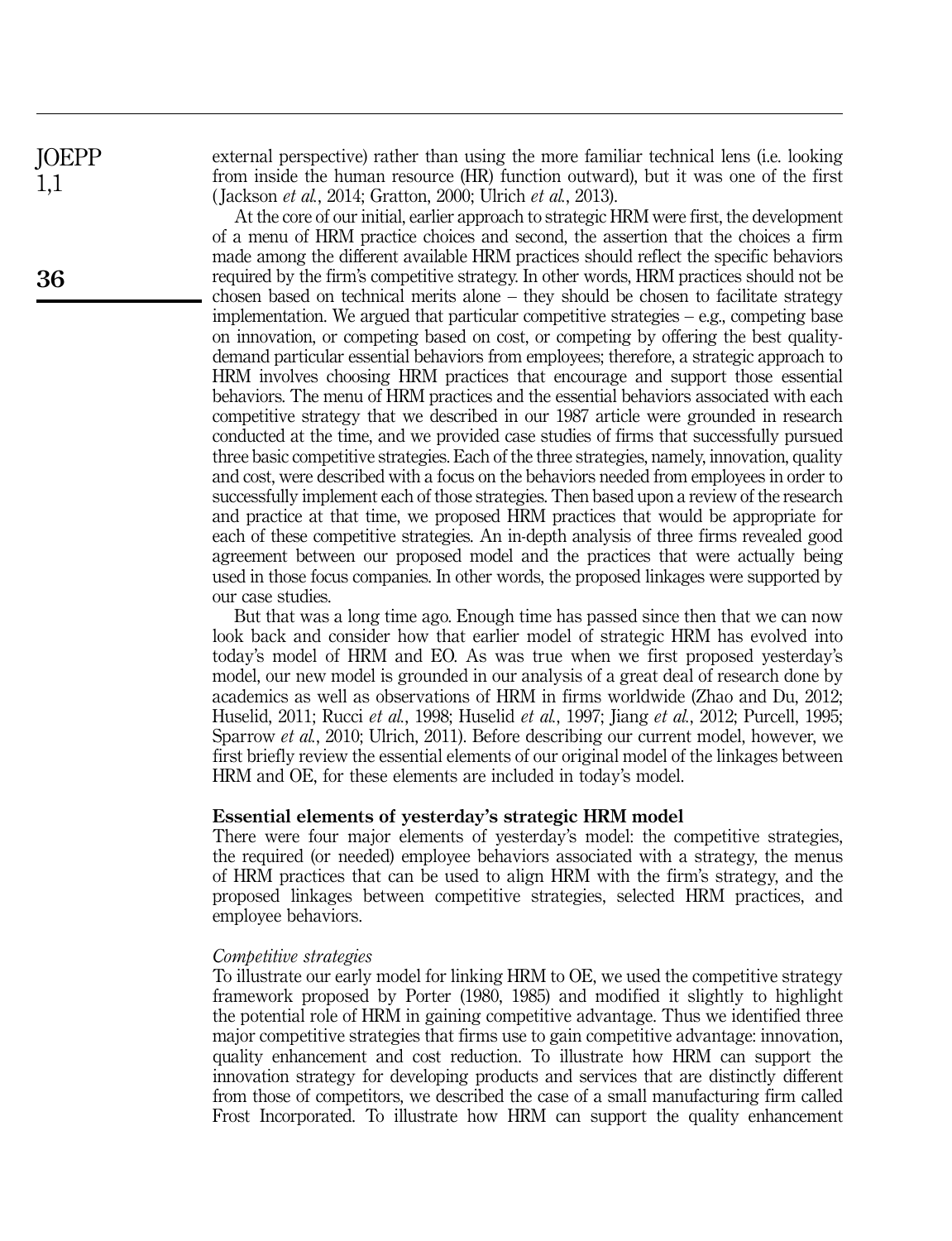external perspective) rather than using the more familiar technical lens (i.e. looking from inside the human resource (HR) function outward), but it was one of the first (Jackson *et al.*, 2014; Gratton, 2000; Ulrich *et al.*, 2013).

At the core of our initial, earlier approach to strategic HRM were first, the development of a menu of HRM practice choices and second, the assertion that the choices a firm made among the different available HRM practices should reflect the specific behaviors required by the firm's competitive strategy. In other words, HRM practices should not be chosen based on technical merits alone – they should be chosen to facilitate strategy implementation. We argued that particular competitive strategies – e.g., competing base on innovation, or competing based on cost, or competing by offering the best quality-demand particular essential behaviors from employees; therefore, a strategic approach to HRM involves choosing HRM practices that encourage and support those essential behaviors. The menu of HRM practices and the essential behaviors associated with each competitive strategy that we described in our 1987 article were grounded in research conducted at the time, and we provided case studies of firms that successfully pursued three basic competitive strategies. Each of the three strategies, namely, innovation, quality and cost, were described with a focus on the behaviors needed from employees in order to successfully implement each of those strategies. Then based upon a review of the research and practice at that time, we proposed HRM practices that would be appropriate for each of these competitive strategies. An in-depth analysis of three firms revealed good agreement between our proposed model and the practices that were actually being used in those focus companies. In other words, the proposed linkages were supported by our case studies.

But that was a long time ago. Enough time has passed since then that we can now look back and consider how that earlier model of strategic HRM has evolved into today's model of HRM and EO. As was true when we first proposed yesterday's model, our new model is grounded in our analysis of a great deal of research done by academics as well as observations of HRM in firms worldwide (Zhao and Du, 2012; Huselid, 2011; Rucci *et al.*, 1998; Huselid *et al.*, 1997; Jiang *et al.*, 2012; Purcell, 1995; Sparrow *et al.*, 2010; Ulrich, 2011). Before describing our current model, however, we first briefly review the essential elements of our original model of the linkages between HRM and OE, for these elements are included in today's model.

## Essential elements of yesterday's strategic HRM model

There were four major elements of yesterday's model: the competitive strategies, the required (or needed) employee behaviors associated with a strategy, the menus of HRM practices that can be used to align HRM with the firm's strategy, and the proposed linkages between competitive strategies, selected HRM practices, and employee behaviors.

### *Competitive strategies*

To illustrate our early model for linking HRM to OE, we used the competitive strategy framework proposed by Porter (1980, 1985) and modified it slightly to highlight the potential role of HRM in gaining competitive advantage. Thus we identified three major competitive strategies that firms use to gain competitive advantage: innovation, quality enhancement and cost reduction. To illustrate how HRM can support the innovation strategy for developing products and services that are distinctly different from those of competitors, we described the case of a small manufacturing firm called Frost Incorporated. To illustrate how HRM can support the quality enhancement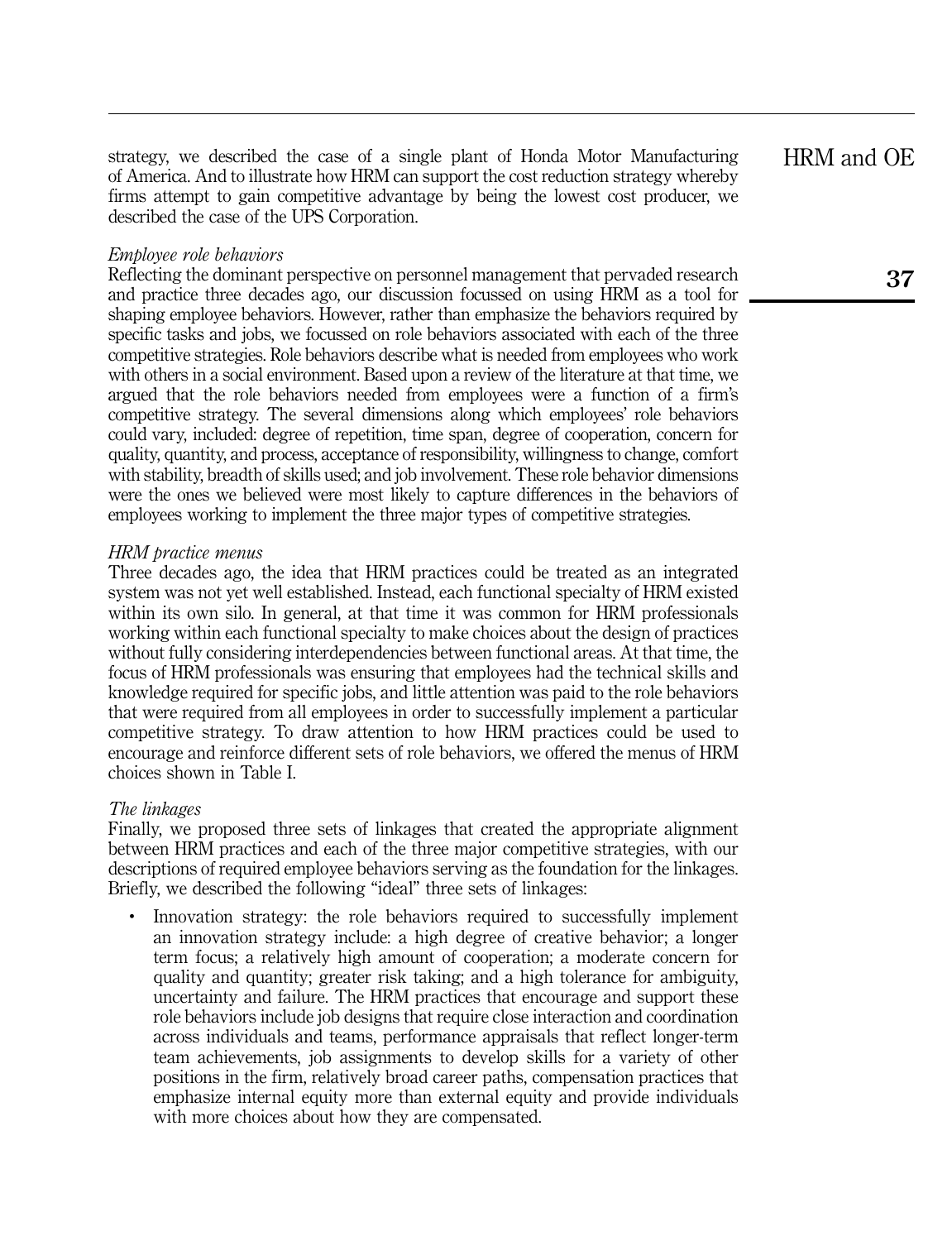strategy, we described the case of a single plant of Honda Motor Manufacturing of America. And to illustrate how HRM can support the cost reduction strategy whereby firms attempt to gain competitive advantage by being the lowest cost producer, we described the case of the UPS Corporation.

*Employee role behaviors*

Reflecting the dominant perspective on personnel management that pervaded research and practice three decades ago, our discussion focussed on using HRM as a tool for shaping employee behaviors. However, rather than emphasize the behaviors required by specific tasks and jobs, we focussed on role behaviors associated with each of the three competitive strategies. Role behaviors describe what is needed from employees who work with others in a social environment. Based upon a review of the literature at that time, we argued that the role behaviors needed from employees were a function of a firm's competitive strategy. The several dimensions along which employees' role behaviors could vary, included: degree of repetition, time span, degree of cooperation, concern for quality, quantity, and process, acceptance of responsibility, willingness to change, comfort with stability, breadth of skills used; and job involvement. These role behavior dimensions were the ones we believed were most likely to capture differences in the behaviors of employees working to implement the three major types of competitive strategies.

*HRM practice menus*

Three decades ago, the idea that HRM practices could be treated as an integrated system was not yet well established. Instead, each functional specialty of HRM existed within its own silo. In general, at that time it was common for HRM professionals working within each functional specialty to make choices about the design of practices without fully considering interdependencies between functional areas. At that time, the focus of HRM professionals was ensuring that employees had the technical skills and knowledge required for specific jobs, and little attention was paid to the role behaviors that were required from all employees in order to successfully implement a particular competitive strategy. To draw attention to how HRM practices could be used to encourage and reinforce different sets of role behaviors, we offered the menus of HRM choices shown in Table I.

*The linkages*

Finally, we proposed three sets of linkages that created the appropriate alignment between HRM practices and each of the three major competitive strategies, with our descriptions of required employee behaviors serving as the foundation for the linkages. Briefly, we described the following "ideal" three sets of linkages:

- Innovation strategy: the role behaviors required to successfully implement an innovation strategy include: a high degree of creative behavior; a longer term focus; a relatively high amount of cooperation; a moderate concern for quality and quantity; greater risk taking; and a high tolerance for ambiguity, uncertainty and failure. The HRM practices that encourage and support these role behaviors include job designs that require close interaction and coordination across individuals and teams, performance appraisals that reflect longer-term team achievements, job assignments to develop skills for a variety of other positions in the firm, relatively broad career paths, compensation practices that emphasize internal equity more than external equity and provide individuals with more choices about how they are compensated.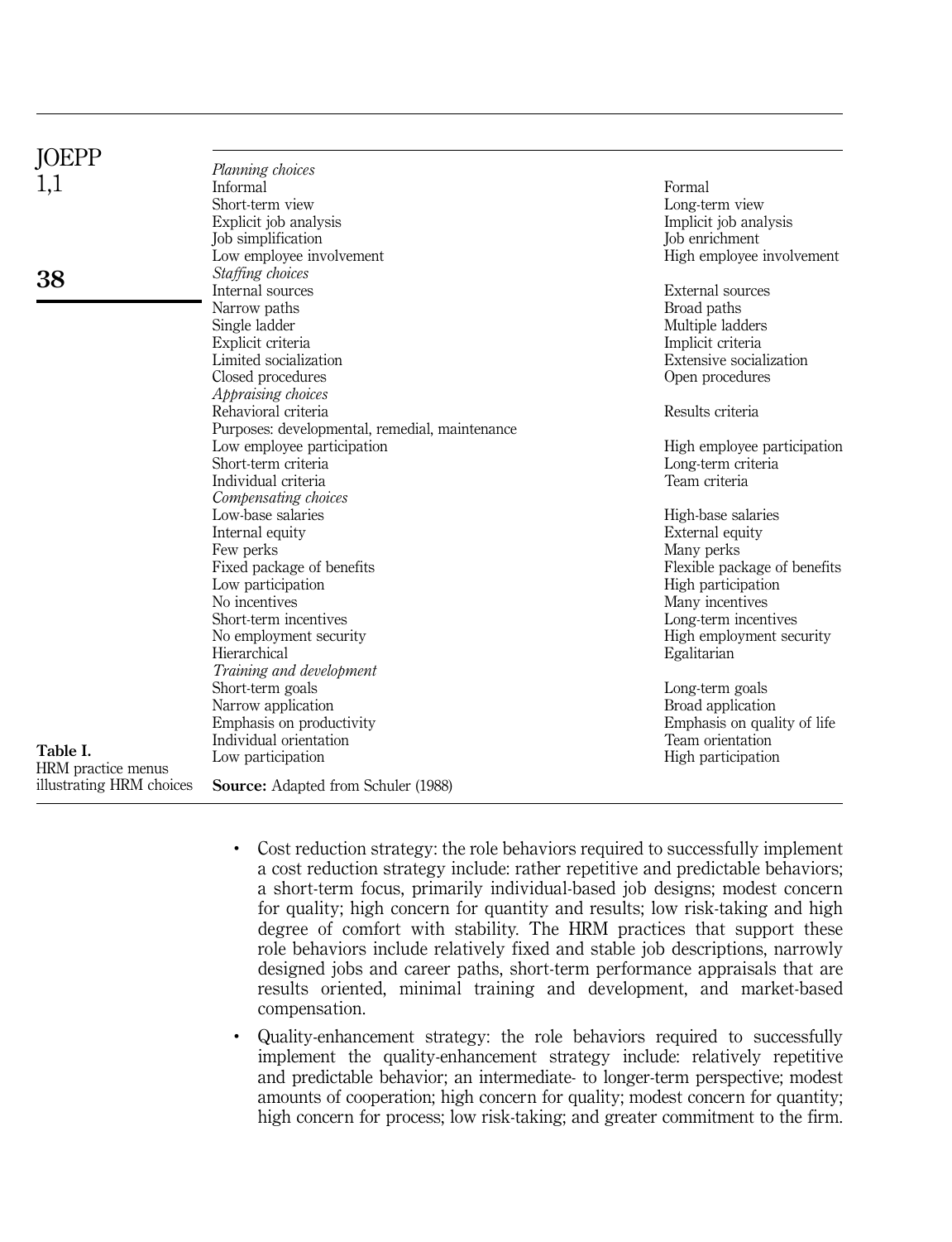| | |
|---|---|
| *Planning choices* | |
| Informal | Formal |
| Short-term view | Long-term view |
| Explicit job analysis | Implicit job analysis |
| Job simplification | Job enrichment |
| Low employee involvement | High employee involvement |
| *Staffing choices* | |
| Internal sources | External sources |
| Narrow paths | Broad paths |
| Single ladder | Multiple ladders |
| Explicit criteria | Implicit criteria |
| Limited socialization | Extensive socialization |
| Closed procedures | Open procedures |
| *Appraising choices* | |
| Behavioral criteria | Results criteria |
| Purposes: developmental, remedial, maintenance | |
| Low employee participation | High employee participation |
| Short-term criteria | Long-term criteria |
| Individual criteria | Team criteria |
| *Compensating choices* | |
| Low-base salaries | High-base salaries |
| Internal equity | External equity |
| Few perks | Many perks |
| Fixed package of benefits | Flexible package of benefits |
| Low participation | High participation |
| No incentives | Many incentives |
| Short-term incentives | Long-term incentives |
| No employment security | High employment security |
| Hierarchical | Egalitarian |
| *Training and development* | |
| Short-term goals | Long-term goals |
| Narrow application | Broad application |
| Emphasis on productivity | Emphasis on quality of life |
| Individual orientation | Team orientation |
| Low participation | High participation |

**Source:** Adapted from Schuler (1988)

**Table I.** HRM practice menus illustrating HRM choices

- Cost reduction strategy: the role behaviors required to successfully implement a cost reduction strategy include: rather repetitive and predictable behaviors; a short-term focus, primarily individual-based job designs; modest concern for quality; high concern for quantity and results; low risk-taking and high degree of comfort with stability. The HRM practices that support these role behaviors include relatively fixed and stable job descriptions, narrowly designed jobs and career paths, short-term performance appraisals that are results oriented, minimal training and development, and market-based compensation.
- Quality-enhancement strategy: the role behaviors required to successfully implement the quality-enhancement strategy include: relatively repetitive and predictable behavior; an intermediate- to longer-term perspective; modest amounts of cooperation; high concern for quality; modest concern for quantity; high concern for process; low risk-taking; and greater commitment to the firm.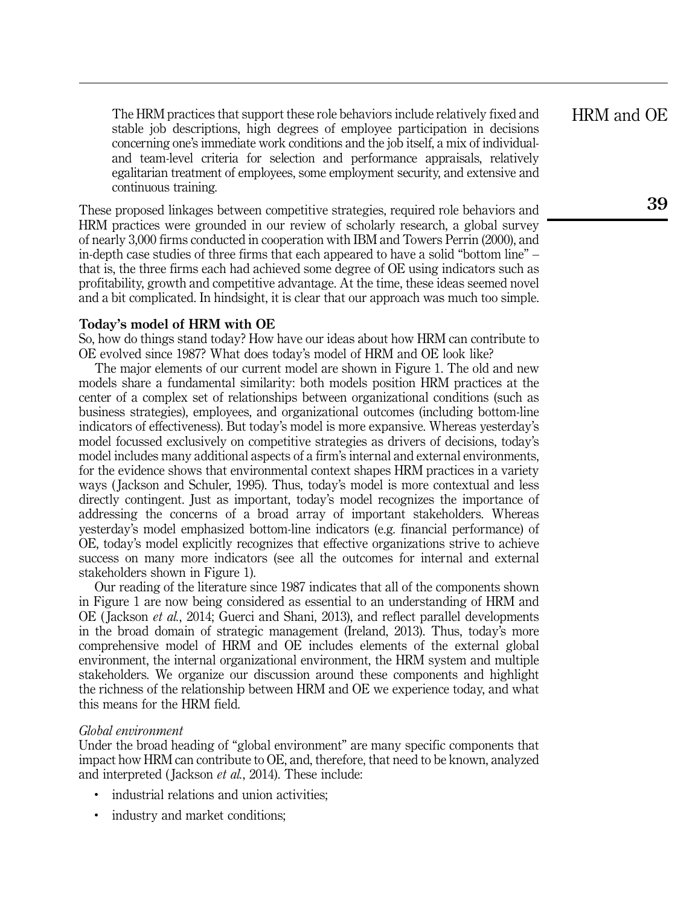The HRM practices that support these role behaviors include relatively fixed and stable job descriptions, high degrees of employee participation in decisions concerning one's immediate work conditions and the job itself, a mix of individual- and team-level criteria for selection and performance appraisals, relatively egalitarian treatment of employees, some employment security, and extensive and continuous training.

These proposed linkages between competitive strategies, required role behaviors and HRM practices were grounded in our review of scholarly research, a global survey of nearly 3,000 firms conducted in cooperation with IBM and Towers Perrin (2000), and in-depth case studies of three firms that each appeared to have a solid "bottom line" – that is, the three firms each had achieved some degree of OE using indicators such as profitability, growth and competitive advantage. At the time, these ideas seemed novel and a bit complicated. In hindsight, it is clear that our approach was much too simple.

## Today's model of HRM with OE

So, how do things stand today? How have our ideas about how HRM can contribute to OE evolved since 1987? What does today's model of HRM and OE look like?

The major elements of our current model are shown in Figure 1. The old and new models share a fundamental similarity: both models position HRM practices at the center of a complex set of relationships between organizational conditions (such as business strategies), employees, and organizational outcomes (including bottom-line indicators of effectiveness). But today's model is more expansive. Whereas yesterday's model focussed exclusively on competitive strategies as drivers of decisions, today's model includes many additional aspects of a firm's internal and external environments, for the evidence shows that environmental context shapes HRM practices in a variety ways (Jackson and Schuler, 1995). Thus, today's model is more contextual and less directly contingent. Just as important, today's model recognizes the importance of addressing the concerns of a broad array of important stakeholders. Whereas yesterday's model emphasized bottom-line indicators (e.g. financial performance) of OE, today's model explicitly recognizes that effective organizations strive to achieve success on many more indicators (see all the outcomes for internal and external stakeholders shown in Figure 1).

Our reading of the literature since 1987 indicates that all of the components shown in Figure 1 are now being considered as essential to an understanding of HRM and OE (Jackson *et al.*, 2014; Guerci and Shani, 2013), and reflect parallel developments in the broad domain of strategic management (Ireland, 2013). Thus, today's more comprehensive model of HRM and OE includes elements of the external global environment, the internal organizational environment, the HRM system and multiple stakeholders. We organize our discussion around these components and highlight the richness of the relationship between HRM and OE we experience today, and what this means for the HRM field.

### *Global environment*

Under the broad heading of "global environment" are many specific components that impact how HRM can contribute to OE, and, therefore, that need to be known, analyzed and interpreted (Jackson *et al.*, 2014). These include:

- industrial relations and union activities;
- industry and market conditions;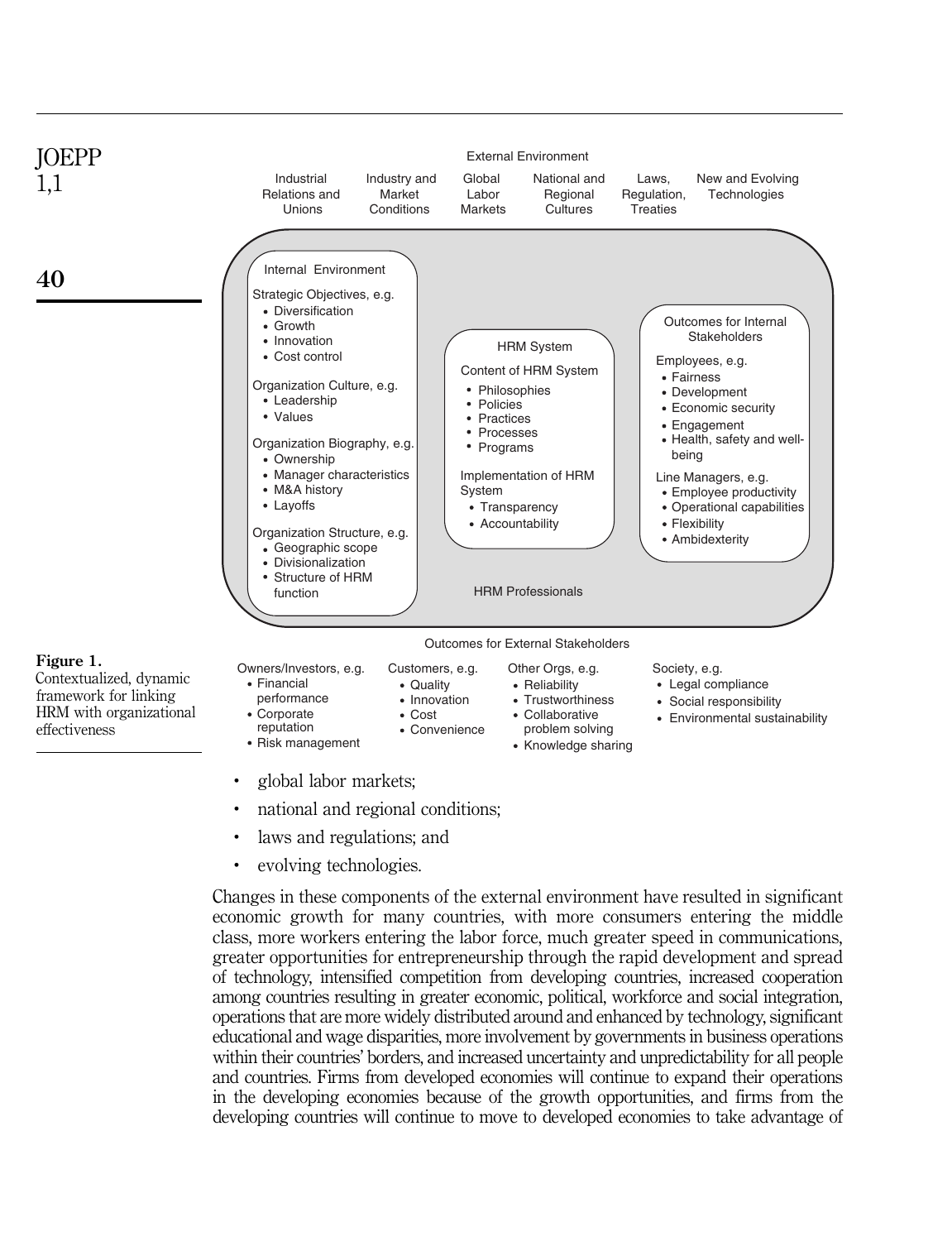External Environment

- Industrial Relations and Unions
- Industry and Market Conditions
- Global Labor Markets
- National and Regional Cultures
- Laws, Regulation, Treaties
- New and Evolving Technologies

Internal Environment

Strategic Objectives, e.g.
- Diversification
- Growth
- Innovation
- Cost control

Organization Culture, e.g.
- Leadership
- Values

Organization Biography, e.g.
- Ownership
- Manager characteristics
- M&A history
- Layoffs

Organization Structure, e.g.
- Geographic scope
- Divisionalization
- Structure of HRM function

HRM System

Content of HRM System
- Philosophies
- Policies
- Practices
- Processes
- Programs

Implementation of HRM System
- Transparency
- Accountability

HRM Professionals

Outcomes for Internal Stakeholders

Employees, e.g.
- Fairness
- Development
- Economic security
- Engagement
- Health, safety and well-being

Line Managers, e.g.
- Employee productivity
- Operational capabilities
- Flexibility
- Ambidexterity

Outcomes for External Stakeholders

Owners/Investors, e.g.
- Financial performance
- Corporate reputation
- Risk management

Customers, e.g.
- Quality
- Innovation
- Cost
- Convenience

Other Orgs, e.g.
- Reliability
- Trustworthiness
- Collaborative problem solving
- Knowledge sharing

Society, e.g.
- Legal compliance
- Social responsibility
- Environmental sustainability

**Figure 1.** Contextualized, dynamic framework for linking HRM with organizational effectiveness

- global labor markets;
- national and regional conditions;
- laws and regulations; and
- evolving technologies.

Changes in these components of the external environment have resulted in significant economic growth for many countries, with more consumers entering the middle class, more workers entering the labor force, much greater speed in communications, greater opportunities for entrepreneurship through the rapid development and spread of technology, intensified competition from developing countries, increased cooperation among countries resulting in greater economic, political, workforce and social integration, operations that are more widely distributed around and enhanced by technology, significant educational and wage disparities, more involvement by governments in business operations within their countries' borders, and increased uncertainty and unpredictability for all people and countries. Firms from developed economies will continue to expand their operations in the developing economies because of the growth opportunities, and firms from the developing countries will continue to move to developed economies to take advantage of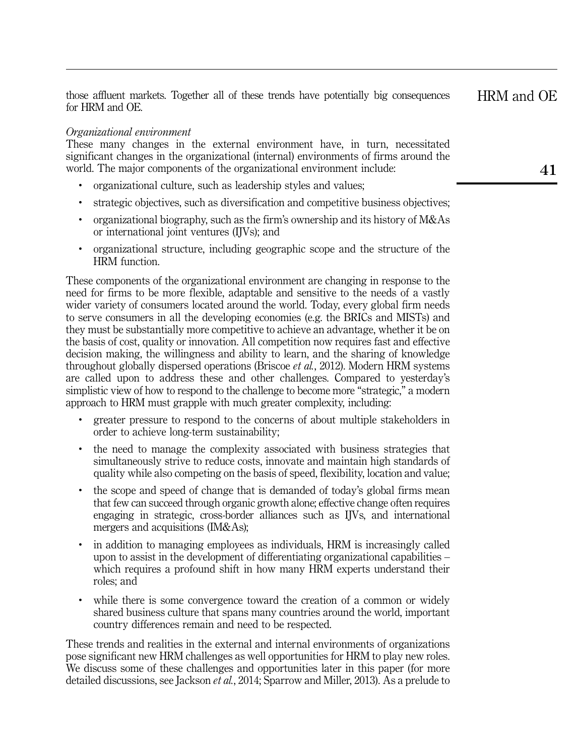those affluent markets. Together all of these trends have potentially big consequences for HRM and OE.

*Organizational environment*

These many changes in the external environment have, in turn, necessitated significant changes in the organizational (internal) environments of firms around the world. The major components of the organizational environment include:

- organizational culture, such as leadership styles and values;
- strategic objectives, such as diversification and competitive business objectives;
- organizational biography, such as the firm's ownership and its history of M&As or international joint ventures (IJVs); and
- organizational structure, including geographic scope and the structure of the HRM function.

These components of the organizational environment are changing in response to the need for firms to be more flexible, adaptable and sensitive to the needs of a vastly wider variety of consumers located around the world. Today, every global firm needs to serve consumers in all the developing economies (e.g. the BRICs and MISTs) and they must be substantially more competitive to achieve an advantage, whether it be on the basis of cost, quality or innovation. All competition now requires fast and effective decision making, the willingness and ability to learn, and the sharing of knowledge throughout globally dispersed operations (Briscoe *et al.*, 2012). Modern HRM systems are called upon to address these and other challenges. Compared to yesterday's simplistic view of how to respond to the challenge to become more "strategic," a modern approach to HRM must grapple with much greater complexity, including:

- greater pressure to respond to the concerns of about multiple stakeholders in order to achieve long-term sustainability;
- the need to manage the complexity associated with business strategies that simultaneously strive to reduce costs, innovate and maintain high standards of quality while also competing on the basis of speed, flexibility, location and value;
- the scope and speed of change that is demanded of today's global firms mean that few can succeed through organic growth alone; effective change often requires engaging in strategic, cross-border alliances such as IJVs, and international mergers and acquisitions (IM&As);
- in addition to managing employees as individuals, HRM is increasingly called upon to assist in the development of differentiating organizational capabilities – which requires a profound shift in how many HRM experts understand their roles; and
- while there is some convergence toward the creation of a common or widely shared business culture that spans many countries around the world, important country differences remain and need to be respected.

These trends and realities in the external and internal environments of organizations pose significant new HRM challenges as well opportunities for HRM to play new roles. We discuss some of these challenges and opportunities later in this paper (for more detailed discussions, see Jackson *et al.*, 2014; Sparrow and Miller, 2013). As a prelude to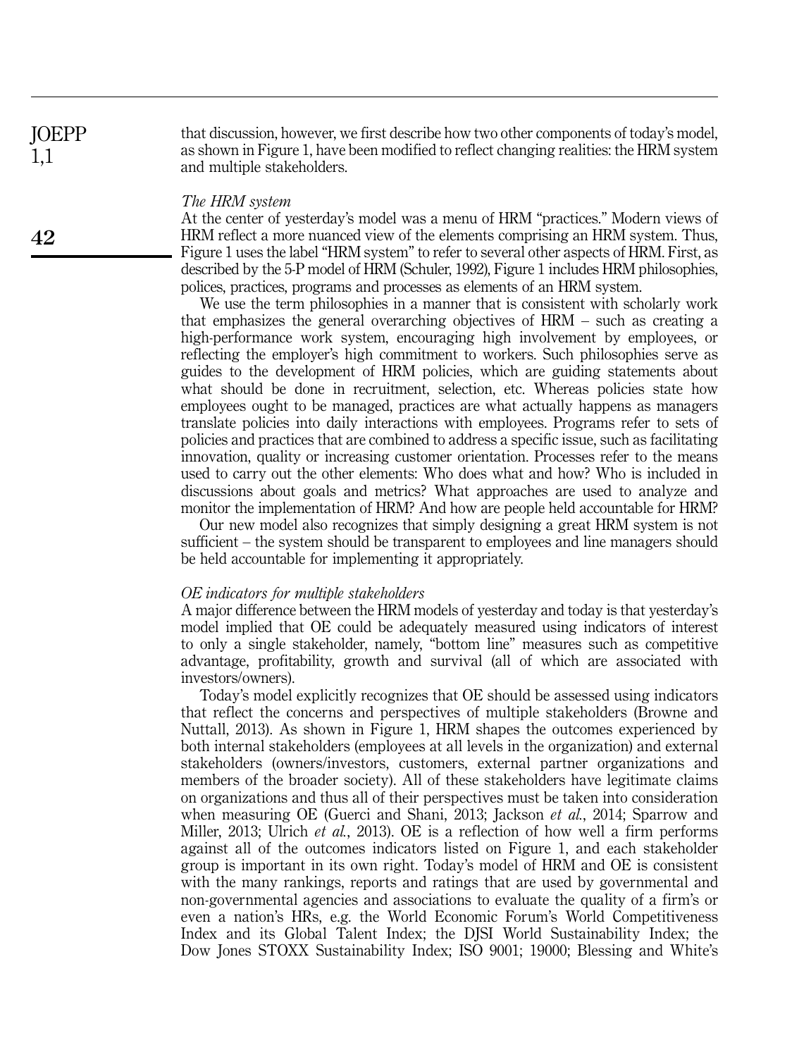that discussion, however, we first describe how two other components of today's model, as shown in Figure 1, have been modified to reflect changing realities: the HRM system and multiple stakeholders.

*The HRM system*

At the center of yesterday's model was a menu of HRM "practices." Modern views of HRM reflect a more nuanced view of the elements comprising an HRM system. Thus, Figure 1 uses the label "HRM system" to refer to several other aspects of HRM. First, as described by the 5-P model of HRM (Schuler, 1992), Figure 1 includes HRM philosophies, polices, practices, programs and processes as elements of an HRM system.

We use the term philosophies in a manner that is consistent with scholarly work that emphasizes the general overarching objectives of HRM – such as creating a high-performance work system, encouraging high involvement by employees, or reflecting the employer's high commitment to workers. Such philosophies serve as guides to the development of HRM policies, which are guiding statements about what should be done in recruitment, selection, etc. Whereas policies state how employees ought to be managed, practices are what actually happens as managers translate policies into daily interactions with employees. Programs refer to sets of policies and practices that are combined to address a specific issue, such as facilitating innovation, quality or increasing customer orientation. Processes refer to the means used to carry out the other elements: Who does what and how? Who is included in discussions about goals and metrics? What approaches are used to analyze and monitor the implementation of HRM? And how are people held accountable for HRM?

Our new model also recognizes that simply designing a great HRM system is not sufficient – the system should be transparent to employees and line managers should be held accountable for implementing it appropriately.

*OE indicators for multiple stakeholders*

A major difference between the HRM models of yesterday and today is that yesterday's model implied that OE could be adequately measured using indicators of interest to only a single stakeholder, namely, "bottom line" measures such as competitive advantage, profitability, growth and survival (all of which are associated with investors/owners).

Today's model explicitly recognizes that OE should be assessed using indicators that reflect the concerns and perspectives of multiple stakeholders (Browne and Nuttall, 2013). As shown in Figure 1, HRM shapes the outcomes experienced by both internal stakeholders (employees at all levels in the organization) and external stakeholders (owners/investors, customers, external partner organizations and members of the broader society). All of these stakeholders have legitimate claims on organizations and thus all of their perspectives must be taken into consideration when measuring OE (Guerci and Shani, 2013; Jackson *et al.*, 2014; Sparrow and Miller, 2013; Ulrich *et al.*, 2013). OE is a reflection of how well a firm performs against all of the outcomes indicators listed on Figure 1, and each stakeholder group is important in its own right. Today's model of HRM and OE is consistent with the many rankings, reports and ratings that are used by governmental and non-governmental agencies and associations to evaluate the quality of a firm's or even a nation's HRs, e.g. the World Economic Forum's World Competitiveness Index and its Global Talent Index; the DJSI World Sustainability Index; the Dow Jones STOXX Sustainability Index; ISO 9001; 19000; Blessing and White's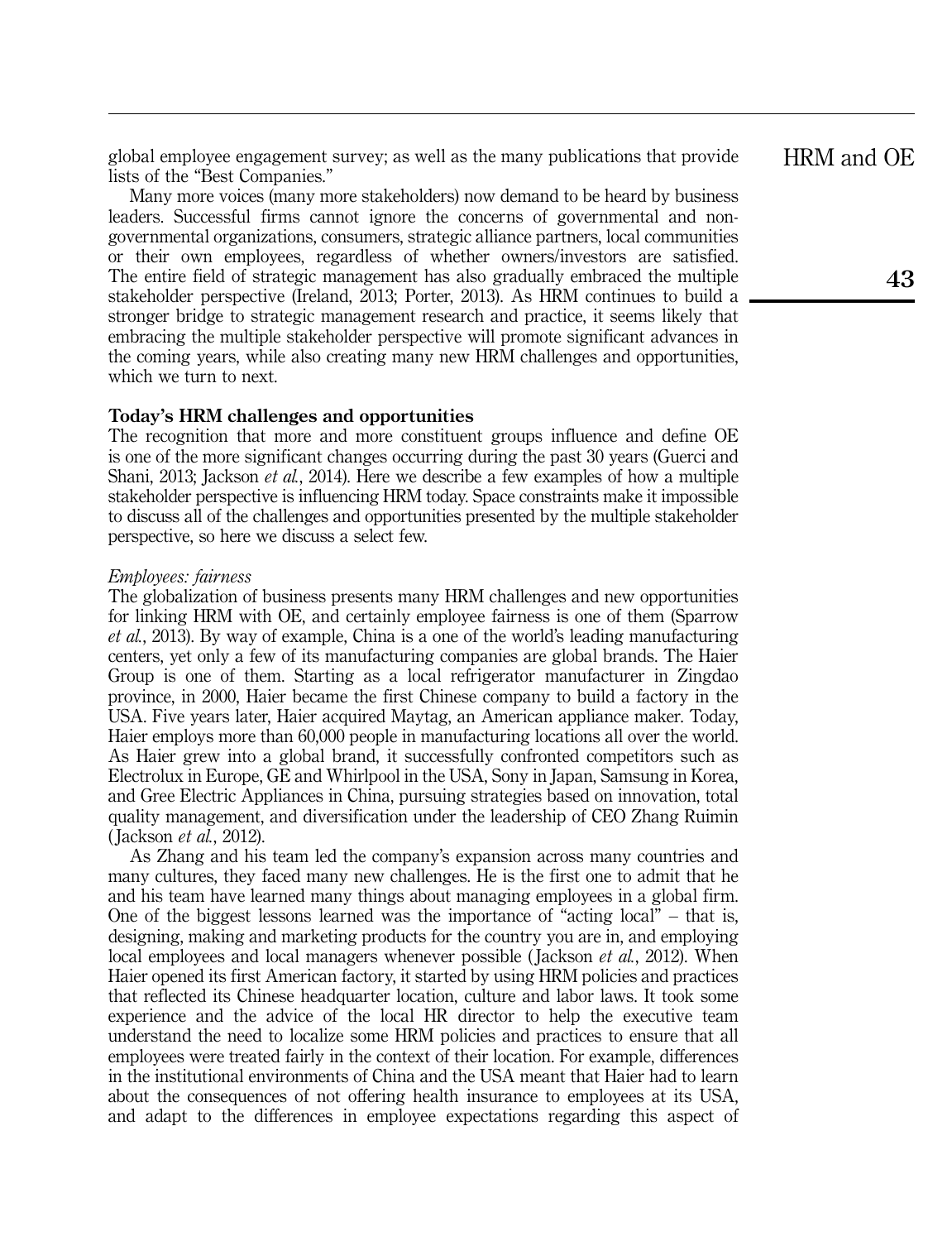global employee engagement survey; as well as the many publications that provide lists of the "Best Companies."

Many more voices (many more stakeholders) now demand to be heard by business leaders. Successful firms cannot ignore the concerns of governmental and non-governmental organizations, consumers, strategic alliance partners, local communities or their own employees, regardless of whether owners/investors are satisfied. The entire field of strategic management has also gradually embraced the multiple stakeholder perspective (Ireland, 2013; Porter, 2013). As HRM continues to build a stronger bridge to strategic management research and practice, it seems likely that embracing the multiple stakeholder perspective will promote significant advances in the coming years, while also creating many new HRM challenges and opportunities, which we turn to next.

## Today's HRM challenges and opportunities

The recognition that more and more constituent groups influence and define OE is one of the more significant changes occurring during the past 30 years (Guerci and Shani, 2013; Jackson *et al.*, 2014). Here we describe a few examples of how a multiple stakeholder perspective is influencing HRM today. Space constraints make it impossible to discuss all of the challenges and opportunities presented by the multiple stakeholder perspective, so here we discuss a select few.

### *Employees: fairness*

The globalization of business presents many HRM challenges and new opportunities for linking HRM with OE, and certainly employee fairness is one of them (Sparrow *et al.*, 2013). By way of example, China is a one of the world's leading manufacturing centers, yet only a few of its manufacturing companies are global brands. The Haier Group is one of them. Starting as a local refrigerator manufacturer in Zingdao province, in 2000, Haier became the first Chinese company to build a factory in the USA. Five years later, Haier acquired Maytag, an American appliance maker. Today, Haier employs more than 60,000 people in manufacturing locations all over the world. As Haier grew into a global brand, it successfully confronted competitors such as Electrolux in Europe, GE and Whirlpool in the USA, Sony in Japan, Samsung in Korea, and Gree Electric Appliances in China, pursuing strategies based on innovation, total quality management, and diversification under the leadership of CEO Zhang Ruimin (Jackson *et al.*, 2012).

As Zhang and his team led the company's expansion across many countries and many cultures, they faced many new challenges. He is the first one to admit that he and his team have learned many things about managing employees in a global firm. One of the biggest lessons learned was the importance of "acting local" – that is, designing, making and marketing products for the country you are in, and employing local employees and local managers whenever possible (Jackson *et al.*, 2012). When Haier opened its first American factory, it started by using HRM policies and practices that reflected its Chinese headquarter location, culture and labor laws. It took some experience and the advice of the local HR director to help the executive team understand the need to localize some HRM policies and practices to ensure that all employees were treated fairly in the context of their location. For example, differences in the institutional environments of China and the USA meant that Haier had to learn about the consequences of not offering health insurance to employees at its USA, and adapt to the differences in employee expectations regarding this aspect of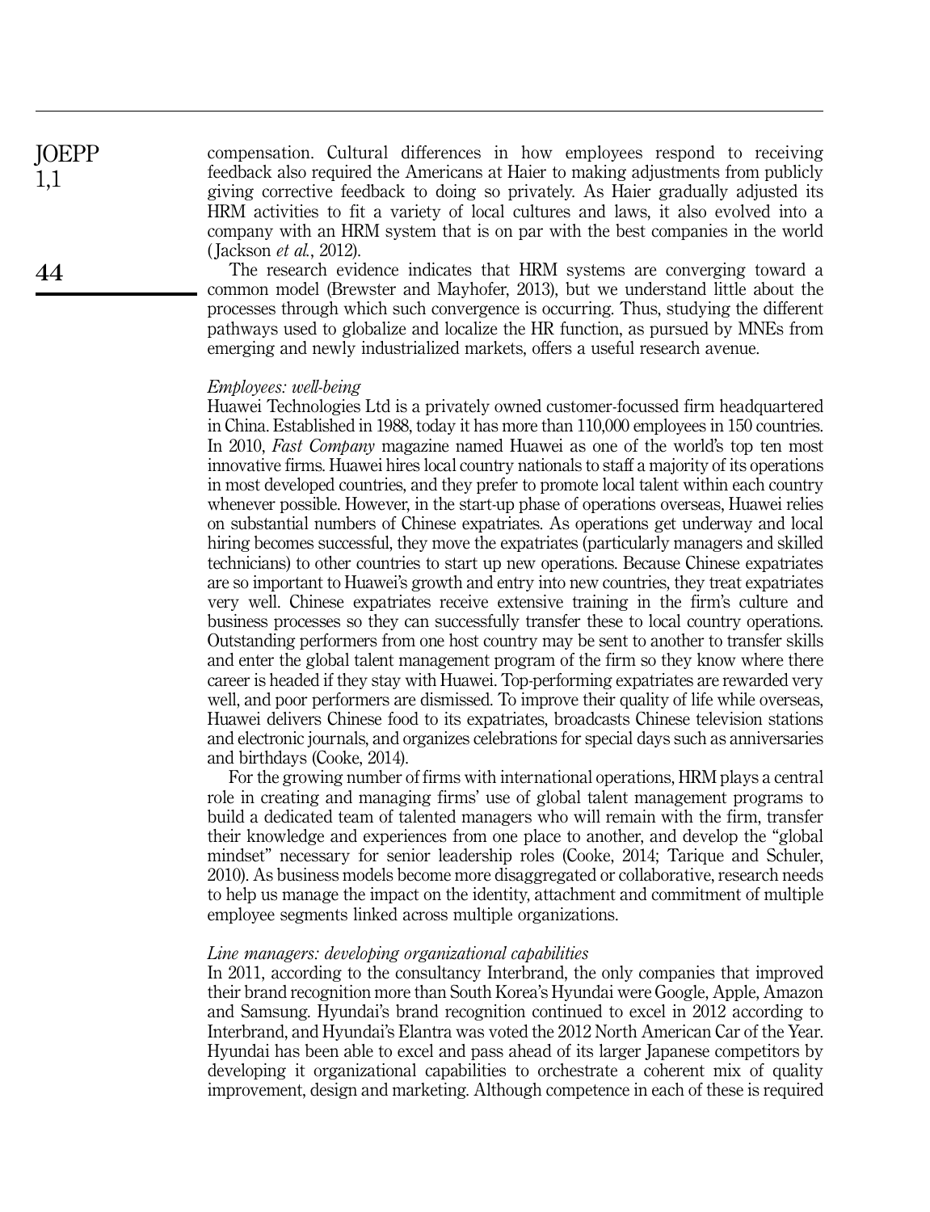compensation. Cultural differences in how employees respond to receiving feedback also required the Americans at Haier to making adjustments from publicly giving corrective feedback to doing so privately. As Haier gradually adjusted its HRM activities to fit a variety of local cultures and laws, it also evolved into a company with an HRM system that is on par with the best companies in the world (Jackson *et al.*, 2012).

The research evidence indicates that HRM systems are converging toward a common model (Brewster and Mayhofer, 2013), but we understand little about the processes through which such convergence is occurring. Thus, studying the different pathways used to globalize and localize the HR function, as pursued by MNEs from emerging and newly industrialized markets, offers a useful research avenue.

### *Employees: well-being*

Huawei Technologies Ltd is a privately owned customer-focussed firm headquartered in China. Established in 1988, today it has more than 110,000 employees in 150 countries. In 2010, *Fast Company* magazine named Huawei as one of the world's top ten most innovative firms. Huawei hires local country nationals to staff a majority of its operations in most developed countries, and they prefer to promote local talent within each country whenever possible. However, in the start-up phase of operations overseas, Huawei relies on substantial numbers of Chinese expatriates. As operations get underway and local hiring becomes successful, they move the expatriates (particularly managers and skilled technicians) to other countries to start up new operations. Because Chinese expatriates are so important to Huawei's growth and entry into new countries, they treat expatriates very well. Chinese expatriates receive extensive training in the firm's culture and business processes so they can successfully transfer these to local country operations. Outstanding performers from one host country may be sent to another to transfer skills and enter the global talent management program of the firm so they know where there career is headed if they stay with Huawei. Top-performing expatriates are rewarded very well, and poor performers are dismissed. To improve their quality of life while overseas, Huawei delivers Chinese food to its expatriates, broadcasts Chinese television stations and electronic journals, and organizes celebrations for special days such as anniversaries and birthdays (Cooke, 2014).

For the growing number of firms with international operations, HRM plays a central role in creating and managing firms' use of global talent management programs to build a dedicated team of talented managers who will remain with the firm, transfer their knowledge and experiences from one place to another, and develop the "global mindset" necessary for senior leadership roles (Cooke, 2014; Tarique and Schuler, 2010). As business models become more disaggregated or collaborative, research needs to help us manage the impact on the identity, attachment and commitment of multiple employee segments linked across multiple organizations.

### *Line managers: developing organizational capabilities*

In 2011, according to the consultancy Interbrand, the only companies that improved their brand recognition more than South Korea's Hyundai were Google, Apple, Amazon and Samsung. Hyundai's brand recognition continued to excel in 2012 according to Interbrand, and Hyundai's Elantra was voted the 2012 North American Car of the Year. Hyundai has been able to excel and pass ahead of its larger Japanese competitors by developing it organizational capabilities to orchestrate a coherent mix of quality improvement, design and marketing. Although competence in each of these is required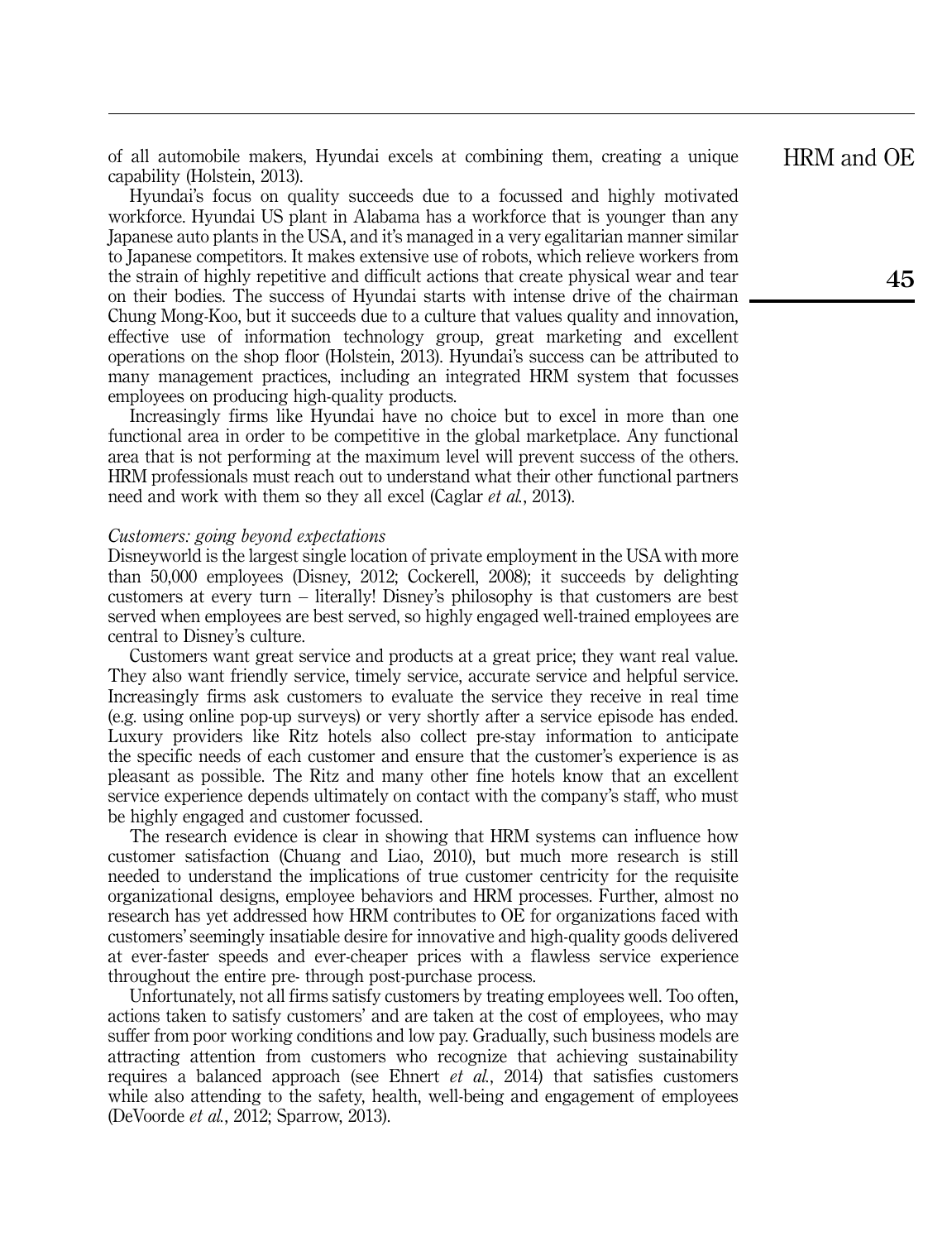of all automobile makers, Hyundai excels at combining them, creating a unique capability (Holstein, 2013).

Hyundai's focus on quality succeeds due to a focussed and highly motivated workforce. Hyundai US plant in Alabama has a workforce that is younger than any Japanese auto plants in the USA, and it's managed in a very egalitarian manner similar to Japanese competitors. It makes extensive use of robots, which relieve workers from the strain of highly repetitive and difficult actions that create physical wear and tear on their bodies. The success of Hyundai starts with intense drive of the chairman Chung Mong-Koo, but it succeeds due to a culture that values quality and innovation, effective use of information technology group, great marketing and excellent operations on the shop floor (Holstein, 2013). Hyundai's success can be attributed to many management practices, including an integrated HRM system that focusses employees on producing high-quality products.

Increasingly firms like Hyundai have no choice but to excel in more than one functional area in order to be competitive in the global marketplace. Any functional area that is not performing at the maximum level will prevent success of the others. HRM professionals must reach out to understand what their other functional partners need and work with them so they all excel (Caglar *et al.*, 2013).

*Customers: going beyond expectations*

Disneyworld is the largest single location of private employment in the USA with more than 50,000 employees (Disney, 2012; Cockerell, 2008); it succeeds by delighting customers at every turn – literally! Disney's philosophy is that customers are best served when employees are best served, so highly engaged well-trained employees are central to Disney's culture.

Customers want great service and products at a great price; they want real value. They also want friendly service, timely service, accurate service and helpful service. Increasingly firms ask customers to evaluate the service they receive in real time (e.g. using online pop-up surveys) or very shortly after a service episode has ended. Luxury providers like Ritz hotels also collect pre-stay information to anticipate the specific needs of each customer and ensure that the customer's experience is as pleasant as possible. The Ritz and many other fine hotels know that an excellent service experience depends ultimately on contact with the company's staff, who must be highly engaged and customer focussed.

The research evidence is clear in showing that HRM systems can influence how customer satisfaction (Chuang and Liao, 2010), but much more research is still needed to understand the implications of true customer centricity for the requisite organizational designs, employee behaviors and HRM processes. Further, almost no research has yet addressed how HRM contributes to OE for organizations faced with customers' seemingly insatiable desire for innovative and high-quality goods delivered at ever-faster speeds and ever-cheaper prices with a flawless service experience throughout the entire pre- through post-purchase process.

Unfortunately, not all firms satisfy customers by treating employees well. Too often, actions taken to satisfy customers' and are taken at the cost of employees, who may suffer from poor working conditions and low pay. Gradually, such business models are attracting attention from customers who recognize that achieving sustainability requires a balanced approach (see Ehnert *et al.*, 2014) that satisfies customers while also attending to the safety, health, well-being and engagement of employees (DeVoorde *et al.*, 2012; Sparrow, 2013).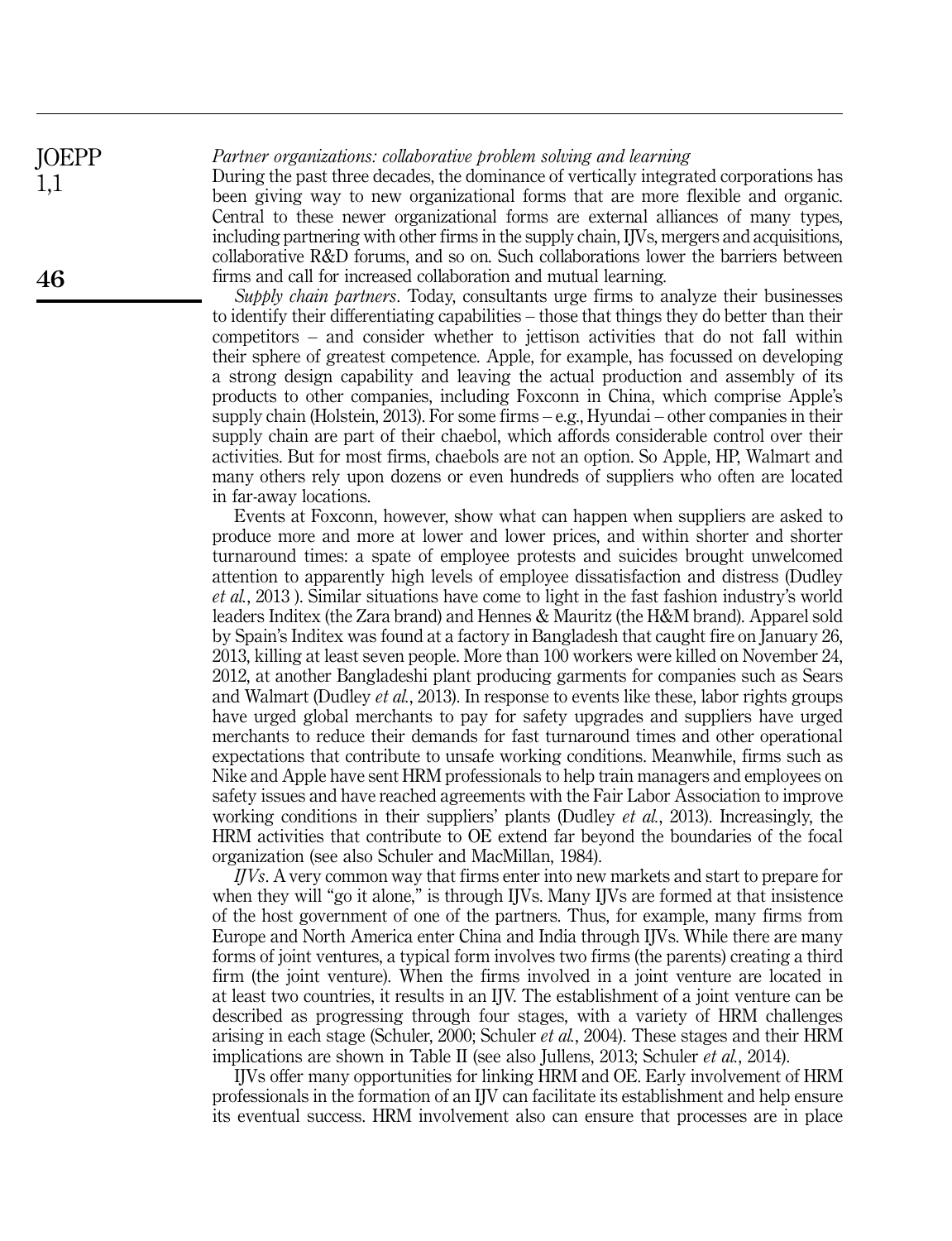*Partner organizations: collaborative problem solving and learning*

During the past three decades, the dominance of vertically integrated corporations has been giving way to new organizational forms that are more flexible and organic. Central to these newer organizational forms are external alliances of many types, including partnering with other firms in the supply chain, IJVs, mergers and acquisitions, collaborative R&D forums, and so on. Such collaborations lower the barriers between firms and call for increased collaboration and mutual learning.

*Supply chain partners*. Today, consultants urge firms to analyze their businesses to identify their differentiating capabilities – those that things they do better than their competitors – and consider whether to jettison activities that do not fall within their sphere of greatest competence. Apple, for example, has focussed on developing a strong design capability and leaving the actual production and assembly of its products to other companies, including Foxconn in China, which comprise Apple's supply chain (Holstein, 2013). For some firms – e.g., Hyundai – other companies in their supply chain are part of their chaebol, which affords considerable control over their activities. But for most firms, chaebols are not an option. So Apple, HP, Walmart and many others rely upon dozens or even hundreds of suppliers who often are located in far-away locations.

Events at Foxconn, however, show what can happen when suppliers are asked to produce more and more at lower and lower prices, and within shorter and shorter turnaround times: a spate of employee protests and suicides brought unwelcomed attention to apparently high levels of employee dissatisfaction and distress (Dudley *et al.*, 2013 ). Similar situations have come to light in the fast fashion industry's world leaders Inditex (the Zara brand) and Hennes & Mauritz (the H&M brand). Apparel sold by Spain's Inditex was found at a factory in Bangladesh that caught fire on January 26, 2013, killing at least seven people. More than 100 workers were killed on November 24, 2012, at another Bangladeshi plant producing garments for companies such as Sears and Walmart (Dudley *et al.*, 2013). In response to events like these, labor rights groups have urged global merchants to pay for safety upgrades and suppliers have urged merchants to reduce their demands for fast turnaround times and other operational expectations that contribute to unsafe working conditions. Meanwhile, firms such as Nike and Apple have sent HRM professionals to help train managers and employees on safety issues and have reached agreements with the Fair Labor Association to improve working conditions in their suppliers' plants (Dudley *et al.*, 2013). Increasingly, the HRM activities that contribute to OE extend far beyond the boundaries of the focal organization (see also Schuler and MacMillan, 1984).

*IJVs*. A very common way that firms enter into new markets and start to prepare for when they will "go it alone," is through IJVs. Many IJVs are formed at that insistence of the host government of one of the partners. Thus, for example, many firms from Europe and North America enter China and India through IJVs. While there are many forms of joint ventures, a typical form involves two firms (the parents) creating a third firm (the joint venture). When the firms involved in a joint venture are located in at least two countries, it results in an IJV. The establishment of a joint venture can be described as progressing through four stages, with a variety of HRM challenges arising in each stage (Schuler, 2000; Schuler *et al.*, 2004). These stages and their HRM implications are shown in Table II (see also Jullens, 2013; Schuler *et al.*, 2014).

IJVs offer many opportunities for linking HRM and OE. Early involvement of HRM professionals in the formation of an IJV can facilitate its establishment and help ensure its eventual success. HRM involvement also can ensure that processes are in place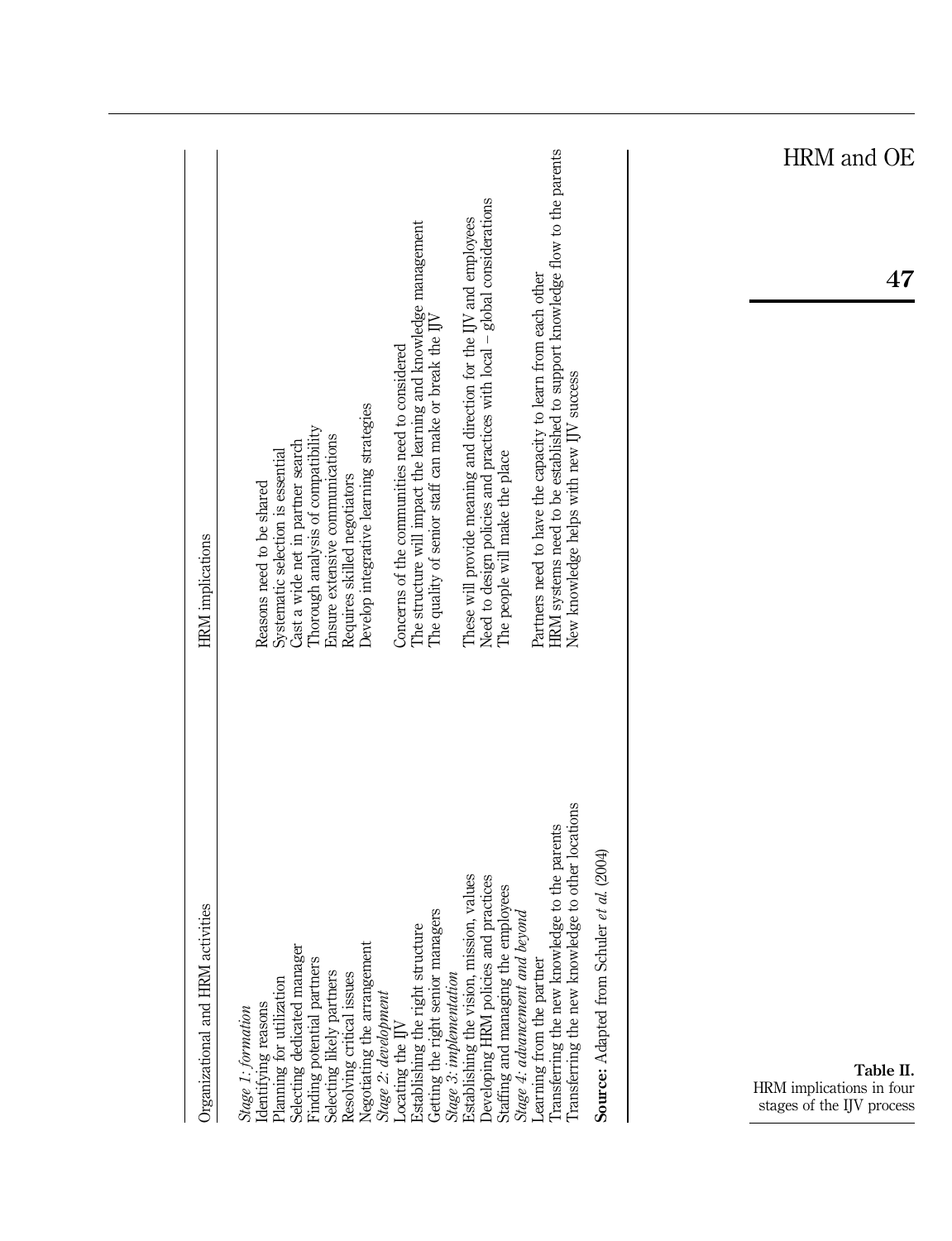**Table II.** HRM implications in four stages of the IJV process

| Organizational and HRM activities | HRM implications |
|---|---|
| *Stage 1: formation* | |
| Identifying reasons | Reasons need to be shared |
| Planning for utilization | Systematic selection is essential |
| Selecting dedicated manager | Cast a wide net in partner search |
| Finding potential partners | Thorough analysis of compatibility |
| Selecting likely partners | Ensure extensive communications |
| Resolving critical issues | Requires skilled negotiators |
| Negotiating the arrangement | Develop integrative learning strategies |
| *Stage 2: development* | |
| Locating the IJV | Concerns of the communities need to considered |
| Establishing the right structure | The structure will impact the learning and knowledge management |
| Getting the right senior managers | The quality of senior staff can make or break the IJV |
| *Stage 3: implementation* | |
| Establishing the vision, mission, values | These will provide meaning and direction for the IJV and employees |
| Developing HRM policies and practices | Need to design policies and practices with local – global considerations |
| Staffing and managing the employees | The people will make the place |
| *Stage 4: advancement and beyond* | |
| Learning from the partner | Partners need to have the capacity to learn from each other |
| Transferring the new knowledge to the parents | HRM systems need to be established to support knowledge flow to the parents |
| Transferring the new knowledge to other locations | New knowledge helps with new IJV success |

**Source**: Adapted from Schuler *et al.* (2004)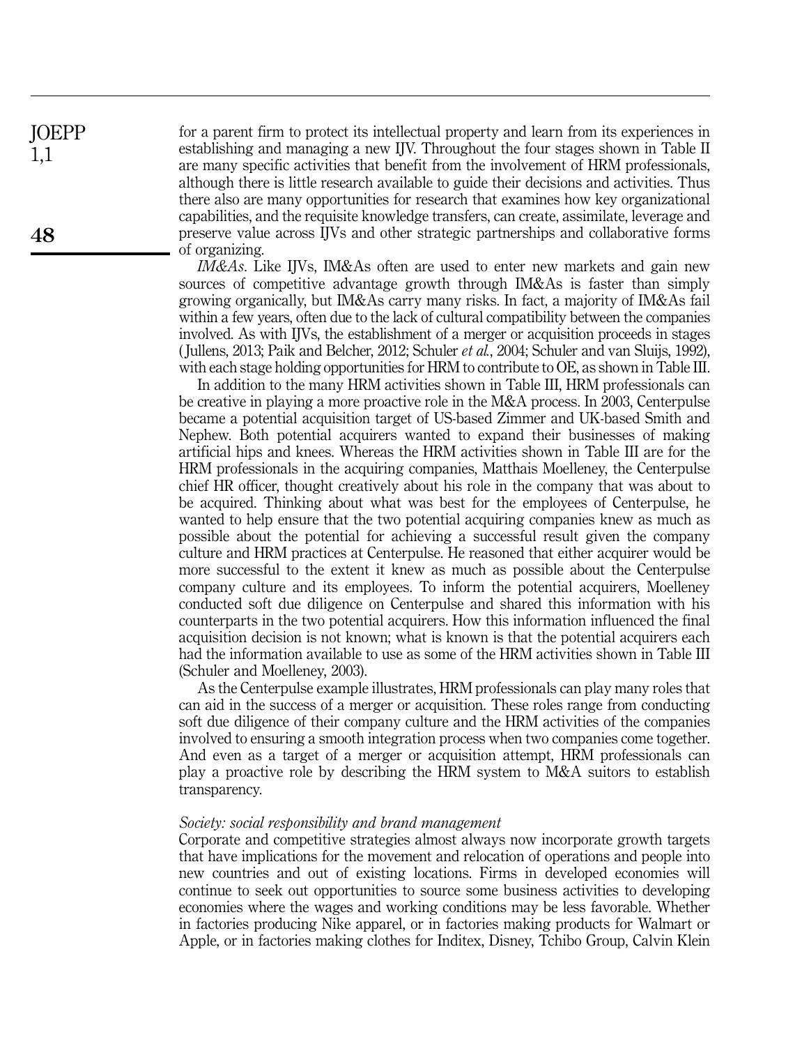for a parent firm to protect its intellectual property and learn from its experiences in establishing and managing a new IJV. Throughout the four stages shown in Table II are many specific activities that benefit from the involvement of HRM professionals, although there is little research available to guide their decisions and activities. Thus there also are many opportunities for research that examines how key organizational capabilities, and the requisite knowledge transfers, can create, assimilate, leverage and preserve value across IJVs and other strategic partnerships and collaborative forms of organizing.

*IM&As*. Like IJVs, IM&As often are used to enter new markets and gain new sources of competitive advantage growth through IM&As is faster than simply growing organically, but IM&As carry many risks. In fact, a majority of IM&As fail within a few years, often due to the lack of cultural compatibility between the companies involved. As with IJVs, the establishment of a merger or acquisition proceeds in stages (Jullens, 2013; Paik and Belcher, 2012; Schuler *et al.*, 2004; Schuler and van Sluijs, 1992), with each stage holding opportunities for HRM to contribute to OE, as shown in Table III.

In addition to the many HRM activities shown in Table III, HRM professionals can be creative in playing a more proactive role in the M&A process. In 2003, Centerpulse became a potential acquisition target of US-based Zimmer and UK-based Smith and Nephew. Both potential acquirers wanted to expand their businesses of making artificial hips and knees. Whereas the HRM activities shown in Table III are for the HRM professionals in the acquiring companies, Matthais Moelleney, the Centerpulse chief HR officer, thought creatively about his role in the company that was about to be acquired. Thinking about what was best for the employees of Centerpulse, he wanted to help ensure that the two potential acquiring companies knew as much as possible about the potential for achieving a successful result given the company culture and HRM practices at Centerpulse. He reasoned that either acquirer would be more successful to the extent it knew as much as possible about the Centerpulse company culture and its employees. To inform the potential acquirers, Moelleney conducted soft due diligence on Centerpulse and shared this information with his counterparts in the two potential acquirers. How this information influenced the final acquisition decision is not known; what is known is that the potential acquirers each had the information available to use as some of the HRM activities shown in Table III (Schuler and Moelleney, 2003).

As the Centerpulse example illustrates, HRM professionals can play many roles that can aid in the success of a merger or acquisition. These roles range from conducting soft due diligence of their company culture and the HRM activities of the companies involved to ensuring a smooth integration process when two companies come together. And even as a target of a merger or acquisition attempt, HRM professionals can play a proactive role by describing the HRM system to M&A suitors to establish transparency.

### *Society: social responsibility and brand management*

Corporate and competitive strategies almost always now incorporate growth targets that have implications for the movement and relocation of operations and people into new countries and out of existing locations. Firms in developed economies will continue to seek out opportunities to source some business activities to developing economies where the wages and working conditions may be less favorable. Whether in factories producing Nike apparel, or in factories making products for Walmart or Apple, or in factories making clothes for Inditex, Disney, Tchibo Group, Calvin Klein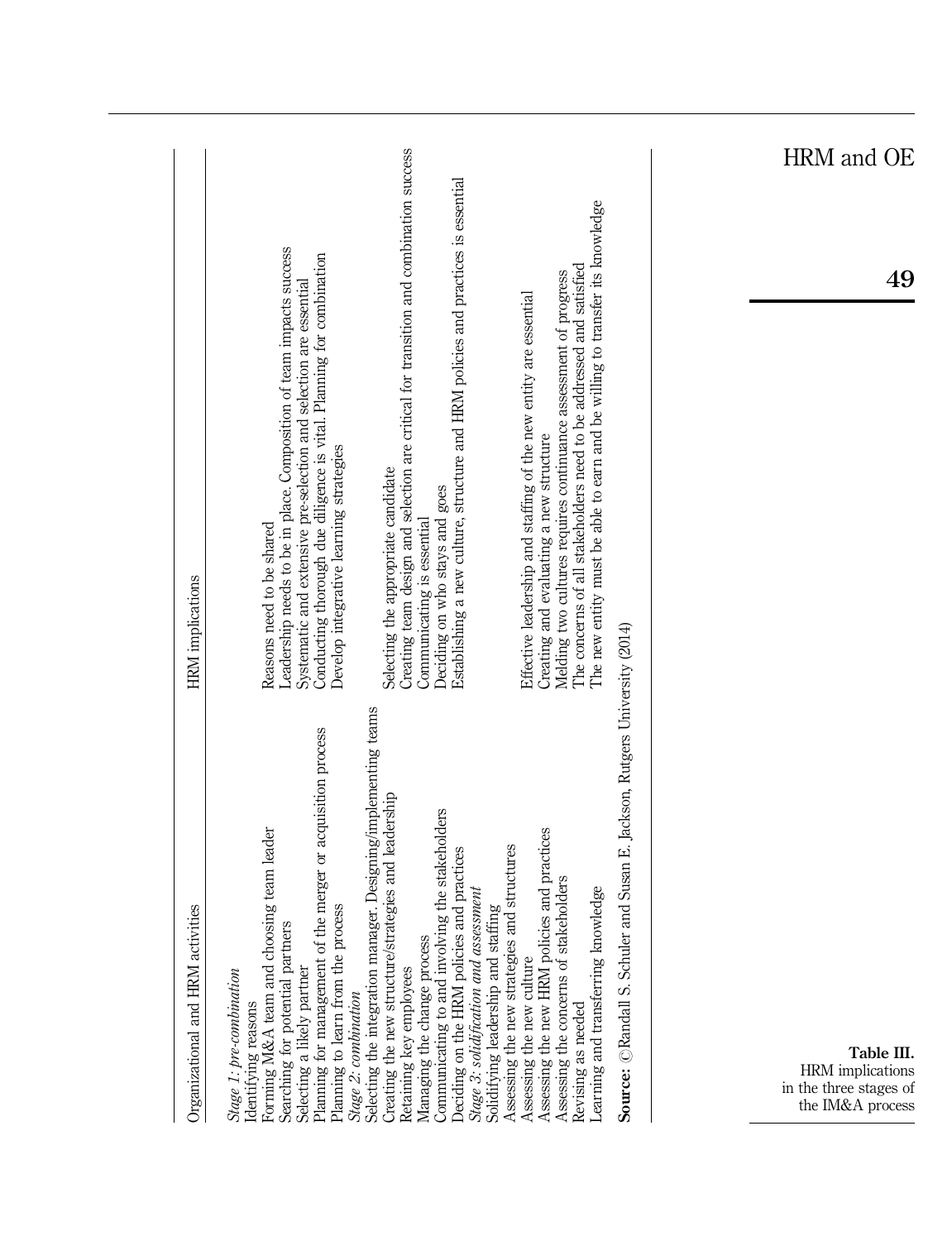**Table III.** HRM implications in the three stages of the IM&A process

| Organizational and HRM activities | HRM implications |
|---|---|
| *Stage 1: pre-combination* | |
| Identifying reasons | Reasons need to be shared |
| Forming M&A team and choosing team leader | Leadership needs to be in place. Composition of team impacts success |
| Searching for potential partners | Systematic and extensive pre-selection and selection are essential |
| Selecting a likely partner | Conducting thorough due diligence is vital. Planning for combination |
| Planning for management of the merger or acquisition process | Develop integrative learning strategies |
| Planning to learn from the process | |
| *Stage 2: combination* | |
| Selecting the integration manager. Designing/implementing teams | Selecting the appropriate candidate |
| Creating the new structure/strategies and leadership | Creating team design and selection are critical for transition and combination success |
| Retaining key employees | Communicating is essential |
| Managing the change process | Deciding on who stays and goes |
| Communicating to and involving the stakeholders | Establishing a new culture, structure and HRM policies and practices is essential |
| Deciding on the HRM policies and practices | |
| *Stage 3: solidification and assessment* | |
| Solidifying leadership and staffing | Effective leadership and staffing of the new entity are essential |
| Assessing the new strategies and structures | Creating and evaluating a new structure |
| Assessing the new culture | Melding two cultures requires continuance assessment of progress |
| Assessing the new HRM policies and practices | The concerns of all stakeholders need to be addressed and satisfied |
| Assessing the concerns of stakeholders | The new entity must be able to earn and be willing to transfer its knowledge |
| Revising as needed | |
| Learning and transferring knowledge | |

**Source:** ©Randall S. Schuler and Susan E. Jackson, Rutgers University (2014)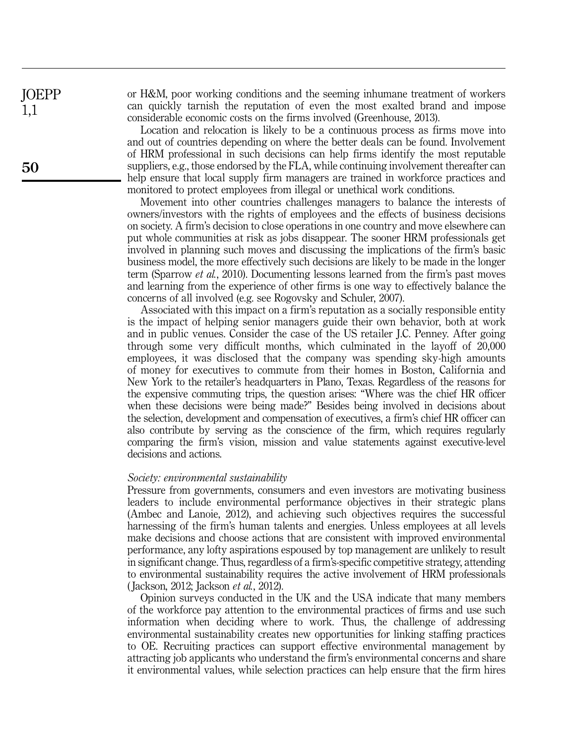or H&M, poor working conditions and the seeming inhumane treatment of workers can quickly tarnish the reputation of even the most exalted brand and impose considerable economic costs on the firms involved (Greenhouse, 2013).

Location and relocation is likely to be a continuous process as firms move into and out of countries depending on where the better deals can be found. Involvement of HRM professional in such decisions can help firms identify the most reputable suppliers, e.g., those endorsed by the FLA, while continuing involvement thereafter can help ensure that local supply firm managers are trained in workforce practices and monitored to protect employees from illegal or unethical work conditions.

Movement into other countries challenges managers to balance the interests of owners/investors with the rights of employees and the effects of business decisions on society. A firm's decision to close operations in one country and move elsewhere can put whole communities at risk as jobs disappear. The sooner HRM professionals get involved in planning such moves and discussing the implications of the firm's basic business model, the more effectively such decisions are likely to be made in the longer term (Sparrow *et al.*, 2010). Documenting lessons learned from the firm's past moves and learning from the experience of other firms is one way to effectively balance the concerns of all involved (e.g. see Rogovsky and Schuler, 2007).

Associated with this impact on a firm's reputation as a socially responsible entity is the impact of helping senior managers guide their own behavior, both at work and in public venues. Consider the case of the US retailer J.C. Penney. After going through some very difficult months, which culminated in the layoff of 20,000 employees, it was disclosed that the company was spending sky-high amounts of money for executives to commute from their homes in Boston, California and New York to the retailer's headquarters in Plano, Texas. Regardless of the reasons for the expensive commuting trips, the question arises: "Where was the chief HR officer when these decisions were being made?" Besides being involved in decisions about the selection, development and compensation of executives, a firm's chief HR officer can also contribute by serving as the conscience of the firm, which requires regularly comparing the firm's vision, mission and value statements against executive-level decisions and actions.

*Society: environmental sustainability*

Pressure from governments, consumers and even investors are motivating business leaders to include environmental performance objectives in their strategic plans (Ambec and Lanoie, 2012), and achieving such objectives requires the successful harnessing of the firm's human talents and energies. Unless employees at all levels make decisions and choose actions that are consistent with improved environmental performance, any lofty aspirations espoused by top management are unlikely to result in significant change. Thus, regardless of a firm's-specific competitive strategy, attending to environmental sustainability requires the active involvement of HRM professionals (Jackson, 2012; Jackson *et al.*, 2012).

Opinion surveys conducted in the UK and the USA indicate that many members of the workforce pay attention to the environmental practices of firms and use such information when deciding where to work. Thus, the challenge of addressing environmental sustainability creates new opportunities for linking staffing practices to OE. Recruiting practices can support effective environmental management by attracting job applicants who understand the firm's environmental concerns and share it environmental values, while selection practices can help ensure that the firm hires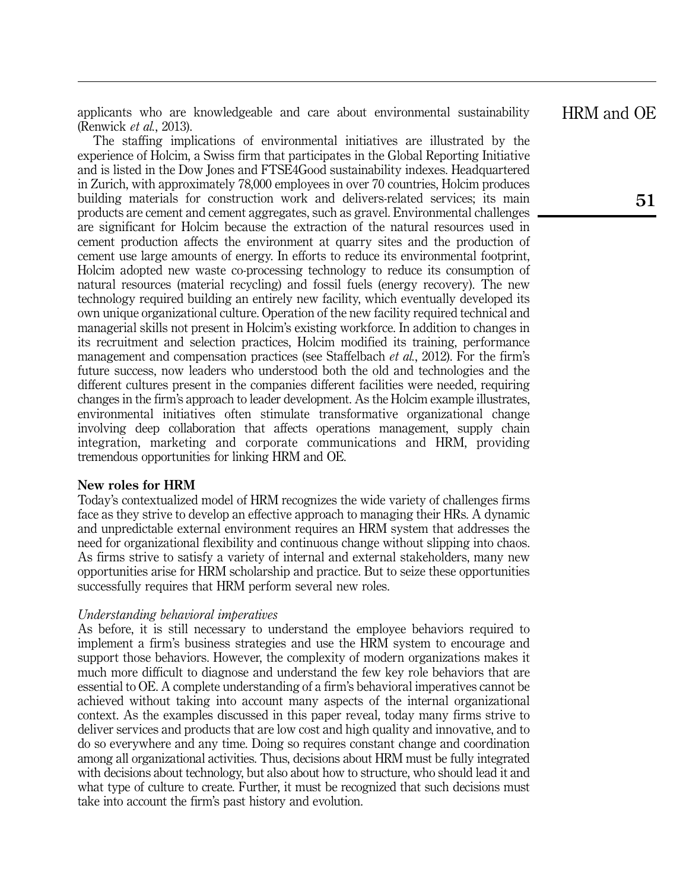applicants who are knowledgeable and care about environmental sustainability (Renwick *et al.*, 2013).

The staffing implications of environmental initiatives are illustrated by the experience of Holcim, a Swiss firm that participates in the Global Reporting Initiative and is listed in the Dow Jones and FTSE4Good sustainability indexes. Headquartered in Zurich, with approximately 78,000 employees in over 70 countries, Holcim produces building materials for construction work and delivers-related services; its main products are cement and cement aggregates, such as gravel. Environmental challenges are significant for Holcim because the extraction of the natural resources used in cement production affects the environment at quarry sites and the production of cement use large amounts of energy. In efforts to reduce its environmental footprint, Holcim adopted new waste co-processing technology to reduce its consumption of natural resources (material recycling) and fossil fuels (energy recovery). The new technology required building an entirely new facility, which eventually developed its own unique organizational culture. Operation of the new facility required technical and managerial skills not present in Holcim's existing workforce. In addition to changes in its recruitment and selection practices, Holcim modified its training, performance management and compensation practices (see Staffelbach *et al.*, 2012). For the firm's future success, now leaders who understood both the old and technologies and the different cultures present in the companies different facilities were needed, requiring changes in the firm's approach to leader development. As the Holcim example illustrates, environmental initiatives often stimulate transformative organizational change involving deep collaboration that affects operations management, supply chain integration, marketing and corporate communications and HRM, providing tremendous opportunities for linking HRM and OE.

## New roles for HRM

Today's contextualized model of HRM recognizes the wide variety of challenges firms face as they strive to develop an effective approach to managing their HRs. A dynamic and unpredictable external environment requires an HRM system that addresses the need for organizational flexibility and continuous change without slipping into chaos. As firms strive to satisfy a variety of internal and external stakeholders, many new opportunities arise for HRM scholarship and practice. But to seize these opportunities successfully requires that HRM perform several new roles.

### *Understanding behavioral imperatives*

As before, it is still necessary to understand the employee behaviors required to implement a firm's business strategies and use the HRM system to encourage and support those behaviors. However, the complexity of modern organizations makes it much more difficult to diagnose and understand the few key role behaviors that are essential to OE. A complete understanding of a firm's behavioral imperatives cannot be achieved without taking into account many aspects of the internal organizational context. As the examples discussed in this paper reveal, today many firms strive to deliver services and products that are low cost and high quality and innovative, and to do so everywhere and any time. Doing so requires constant change and coordination among all organizational activities. Thus, decisions about HRM must be fully integrated with decisions about technology, but also about how to structure, who should lead it and what type of culture to create. Further, it must be recognized that such decisions must take into account the firm's past history and evolution.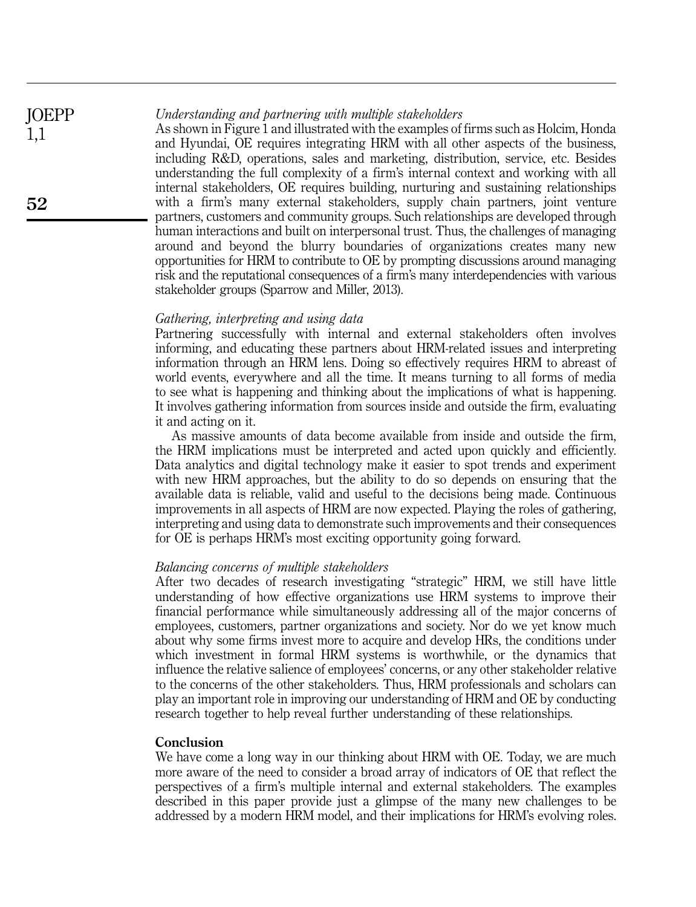*Understanding and partnering with multiple stakeholders*

As shown in Figure 1 and illustrated with the examples of firms such as Holcim, Honda and Hyundai, OE requires integrating HRM with all other aspects of the business, including R&D, operations, sales and marketing, distribution, service, etc. Besides understanding the full complexity of a firm's internal context and working with all internal stakeholders, OE requires building, nurturing and sustaining relationships with a firm's many external stakeholders, supply chain partners, joint venture partners, customers and community groups. Such relationships are developed through human interactions and built on interpersonal trust. Thus, the challenges of managing around and beyond the blurry boundaries of organizations creates many new opportunities for HRM to contribute to OE by prompting discussions around managing risk and the reputational consequences of a firm's many interdependencies with various stakeholder groups (Sparrow and Miller, 2013).

*Gathering, interpreting and using data*

Partnering successfully with internal and external stakeholders often involves informing, and educating these partners about HRM-related issues and interpreting information through an HRM lens. Doing so effectively requires HRM to abreast of world events, everywhere and all the time. It means turning to all forms of media to see what is happening and thinking about the implications of what is happening. It involves gathering information from sources inside and outside the firm, evaluating it and acting on it.

As massive amounts of data become available from inside and outside the firm, the HRM implications must be interpreted and acted upon quickly and efficiently. Data analytics and digital technology make it easier to spot trends and experiment with new HRM approaches, but the ability to do so depends on ensuring that the available data is reliable, valid and useful to the decisions being made. Continuous improvements in all aspects of HRM are now expected. Playing the roles of gathering, interpreting and using data to demonstrate such improvements and their consequences for OE is perhaps HRM's most exciting opportunity going forward.

*Balancing concerns of multiple stakeholders*

After two decades of research investigating "strategic" HRM, we still have little understanding of how effective organizations use HRM systems to improve their financial performance while simultaneously addressing all of the major concerns of employees, customers, partner organizations and society. Nor do we yet know much about why some firms invest more to acquire and develop HRs, the conditions under which investment in formal HRM systems is worthwhile, or the dynamics that influence the relative salience of employees' concerns, or any other stakeholder relative to the concerns of the other stakeholders. Thus, HRM professionals and scholars can play an important role in improving our understanding of HRM and OE by conducting research together to help reveal further understanding of these relationships.

**Conclusion**

We have come a long way in our thinking about HRM with OE. Today, we are much more aware of the need to consider a broad array of indicators of OE that reflect the perspectives of a firm's multiple internal and external stakeholders. The examples described in this paper provide just a glimpse of the many new challenges to be addressed by a modern HRM model, and their implications for HRM's evolving roles.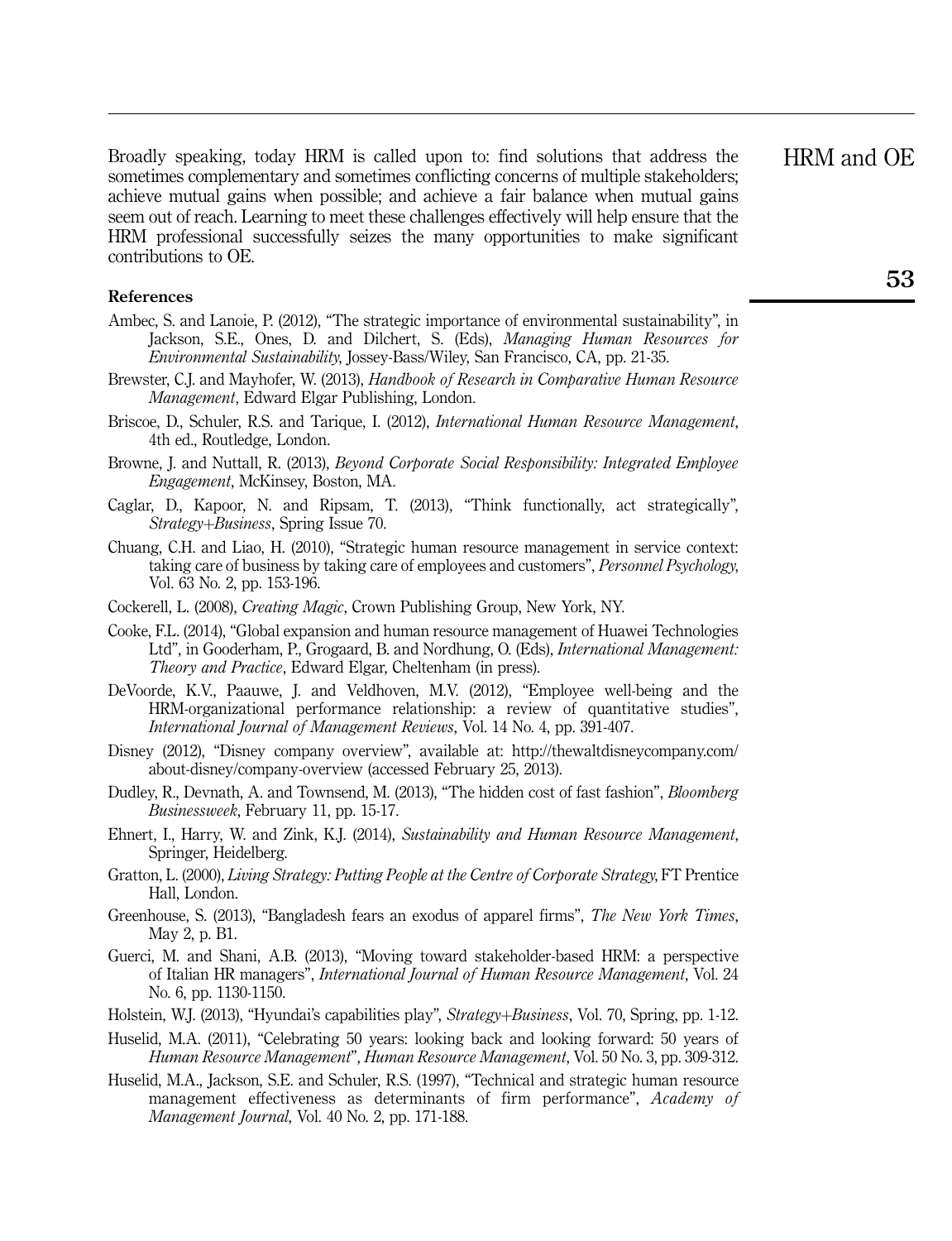Broadly speaking, today HRM is called upon to: find solutions that address the sometimes complementary and sometimes conflicting concerns of multiple stakeholders; achieve mutual gains when possible; and achieve a fair balance when mutual gains seem out of reach. Learning to meet these challenges effectively will help ensure that the HRM professional successfully seizes the many opportunities to make significant contributions to OE.

## References

Ambec, S. and Lanoie, P. (2012), "The strategic importance of environmental sustainability", in Jackson, S.E., Ones, D. and Dilchert, S. (Eds), *Managing Human Resources for Environmental Sustainability*, Jossey-Bass/Wiley, San Francisco, CA, pp. 21-35.

Brewster, C.J. and Mayhofer, W. (2013), *Handbook of Research in Comparative Human Resource Management*, Edward Elgar Publishing, London.

Briscoe, D., Schuler, R.S. and Tarique, I. (2012), *International Human Resource Management*, 4th ed., Routledge, London.

Browne, J. and Nuttall, R. (2013), *Beyond Corporate Social Responsibility: Integrated Employee Engagement*, McKinsey, Boston, MA.

Caglar, D., Kapoor, N. and Ripsam, T. (2013), "Think functionally, act strategically", *Strategy+Business*, Spring Issue 70.

Chuang, C.H. and Liao, H. (2010), "Strategic human resource management in service context: taking care of business by taking care of employees and customers", *Personnel Psychology*, Vol. 63 No. 2, pp. 153-196.

Cockerell, L. (2008), *Creating Magic*, Crown Publishing Group, New York, NY.

Cooke, F.L. (2014), "Global expansion and human resource management of Huawei Technologies Ltd", in Gooderham, P., Grogaard, B. and Nordhung, O. (Eds), *International Management: Theory and Practice*, Edward Elgar, Cheltenham (in press).

DeVoorde, K.V., Paauwe, J. and Veldhoven, M.V. (2012), "Employee well-being and the HRM-organizational performance relationship: a review of quantitative studies", *International Journal of Management Reviews*, Vol. 14 No. 4, pp. 391-407.

Disney (2012), "Disney company overview", available at: http://thewaltdisneycompany.com/about-disney/company-overview (accessed February 25, 2013).

Dudley, R., Devnath, A. and Townsend, M. (2013), "The hidden cost of fast fashion", *Bloomberg Businessweek*, February 11, pp. 15-17.

Ehnert, I., Harry, W. and Zink, K.J. (2014), *Sustainability and Human Resource Management*, Springer, Heidelberg.

Gratton, L. (2000), *Living Strategy: Putting People at the Centre of Corporate Strategy*, FT Prentice Hall, London.

Greenhouse, S. (2013), "Bangladesh fears an exodus of apparel firms", *The New York Times*, May 2, p. B1.

Guerci, M. and Shani, A.B. (2013), "Moving toward stakeholder-based HRM: a perspective of Italian HR managers", *International Journal of Human Resource Management*, Vol. 24 No. 6, pp. 1130-1150.

Holstein, W.J. (2013), "Hyundai's capabilities play", *Strategy+Business*, Vol. 70, Spring, pp. 1-12.

Huselid, M.A. (2011), "Celebrating 50 years: looking back and looking forward: 50 years of *Human Resource Management*", *Human Resource Management*, Vol. 50 No. 3, pp. 309-312.

Huselid, M.A., Jackson, S.E. and Schuler, R.S. (1997), "Technical and strategic human resource management effectiveness as determinants of firm performance", *Academy of Management Journal*, Vol. 40 No. 2, pp. 171-188.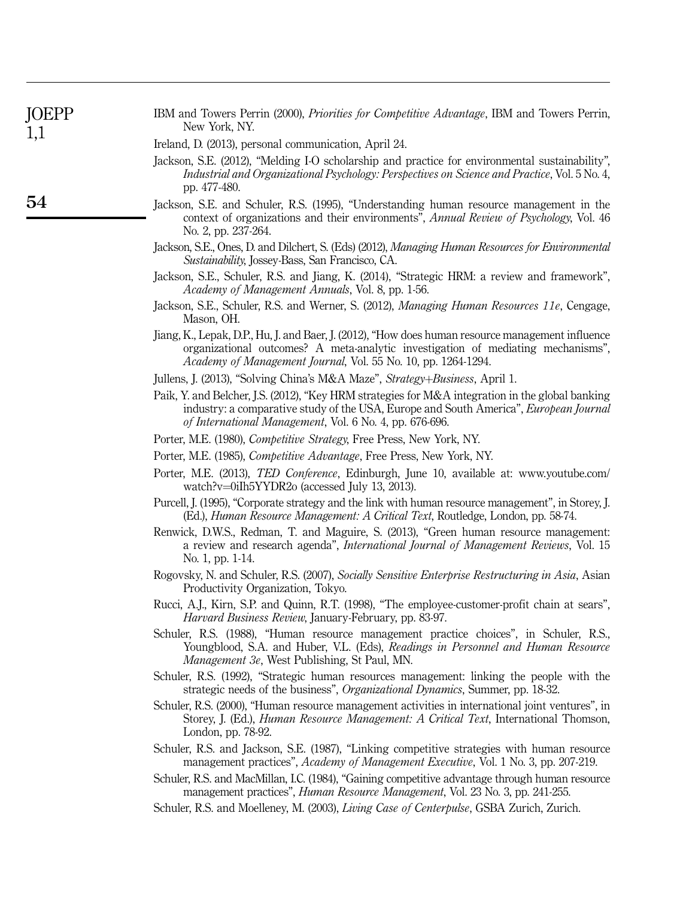IBM and Towers Perrin (2000), *Priorities for Competitive Advantage*, IBM and Towers Perrin, New York, NY.

Ireland, D. (2013), personal communication, April 24.

Jackson, S.E. (2012), "Melding I-O scholarship and practice for environmental sustainability", *Industrial and Organizational Psychology: Perspectives on Science and Practice*, Vol. 5 No. 4, pp. 477-480.

Jackson, S.E. and Schuler, R.S. (1995), "Understanding human resource management in the context of organizations and their environments", *Annual Review of Psychology*, Vol. 46 No. 2, pp. 237-264.

Jackson, S.E., Ones, D. and Dilchert, S. (Eds) (2012), *Managing Human Resources for Environmental Sustainability*, Jossey-Bass, San Francisco, CA.

Jackson, S.E., Schuler, R.S. and Jiang, K. (2014), "Strategic HRM: a review and framework", *Academy of Management Annuals*, Vol. 8, pp. 1-56.

Jackson, S.E., Schuler, R.S. and Werner, S. (2012), *Managing Human Resources 11e*, Cengage, Mason, OH.

Jiang, K., Lepak, D.P., Hu, J. and Baer, J. (2012), "How does human resource management influence organizational outcomes? A meta-analytic investigation of mediating mechanisms", *Academy of Management Journal*, Vol. 55 No. 10, pp. 1264-1294.

Jullens, J. (2013), "Solving China's M&A Maze", *Strategy+Business*, April 1.

Paik, Y. and Belcher, J.S. (2012), "Key HRM strategies for M&A integration in the global banking industry: a comparative study of the USA, Europe and South America", *European Journal of International Management*, Vol. 6 No. 4, pp. 676-696.

Porter, M.E. (1980), *Competitive Strategy*, Free Press, New York, NY.

Porter, M.E. (1985), *Competitive Advantage*, Free Press, New York, NY.

Porter, M.E. (2013), *TED Conference*, Edinburgh, June 10, available at: www.youtube.com/watch?v=0iIh5YYDR2o (accessed July 13, 2013).

Purcell, J. (1995), "Corporate strategy and the link with human resource management", in Storey, J. (Ed.), *Human Resource Management: A Critical Text*, Routledge, London, pp. 58-74.

Renwick, D.W.S., Redman, T. and Maguire, S. (2013), "Green human resource management: a review and research agenda", *International Journal of Management Reviews*, Vol. 15 No. 1, pp. 1-14.

Rogovsky, N. and Schuler, R.S. (2007), *Socially Sensitive Enterprise Restructuring in Asia*, Asian Productivity Organization, Tokyo.

Rucci, A.J., Kirn, S.P. and Quinn, R.T. (1998), "The employee-customer-profit chain at sears", *Harvard Business Review*, January-February, pp. 83-97.

Schuler, R.S. (1988), "Human resource management practice choices", in Schuler, R.S., Youngblood, S.A. and Huber, V.L. (Eds), *Readings in Personnel and Human Resource Management 3e*, West Publishing, St Paul, MN.

Schuler, R.S. (1992), "Strategic human resources management: linking the people with the strategic needs of the business", *Organizational Dynamics*, Summer, pp. 18-32.

Schuler, R.S. (2000), "Human resource management activities in international joint ventures", in Storey, J. (Ed.), *Human Resource Management: A Critical Text*, International Thomson, London, pp. 78-92.

Schuler, R.S. and Jackson, S.E. (1987), "Linking competitive strategies with human resource management practices", *Academy of Management Executive*, Vol. 1 No. 3, pp. 207-219.

Schuler, R.S. and MacMillan, I.C. (1984), "Gaining competitive advantage through human resource management practices", *Human Resource Management*, Vol. 23 No. 3, pp. 241-255.

Schuler, R.S. and Moelleney, M. (2003), *Living Case of Centerpulse*, GSBA Zurich, Zurich.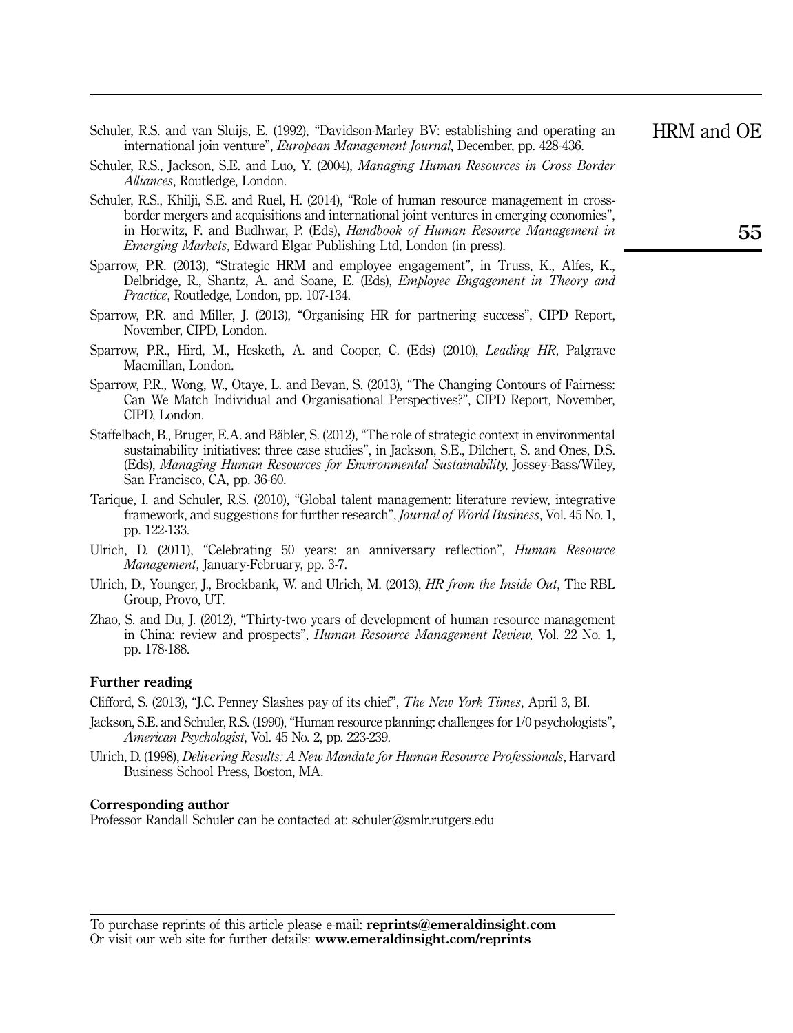Schuler, R.S. and van Sluijs, E. (1992), "Davidson-Marley BV: establishing and operating an international join venture", *European Management Journal*, December, pp. 428-436.

Schuler, R.S., Jackson, S.E. and Luo, Y. (2004), *Managing Human Resources in Cross Border Alliances*, Routledge, London.

Schuler, R.S., Khilji, S.E. and Ruel, H. (2014), "Role of human resource management in cross-border mergers and acquisitions and international joint ventures in emerging economies", in Horwitz, F. and Budhwar, P. (Eds), *Handbook of Human Resource Management in Emerging Markets*, Edward Elgar Publishing Ltd, London (in press).

Sparrow, P.R. (2013), "Strategic HRM and employee engagement", in Truss, K., Alfes, K., Delbridge, R., Shantz, A. and Soane, E. (Eds), *Employee Engagement in Theory and Practice*, Routledge, London, pp. 107-134.

Sparrow, P.R. and Miller, J. (2013), "Organising HR for partnering success", CIPD Report, November, CIPD, London.

Sparrow, P.R., Hird, M., Hesketh, A. and Cooper, C. (Eds) (2010), *Leading HR*, Palgrave Macmillan, London.

Sparrow, P.R., Wong, W., Otaye, L. and Bevan, S. (2013), "The Changing Contours of Fairness: Can We Match Individual and Organisational Perspectives?", CIPD Report, November, CIPD, London.

Staffelbach, B., Bruger, E.A. and Bäbler, S. (2012), "The role of strategic context in environmental sustainability initiatives: three case studies", in Jackson, S.E., Dilchert, S. and Ones, D.S. (Eds), *Managing Human Resources for Environmental Sustainability*, Jossey-Bass/Wiley, San Francisco, CA, pp. 36-60.

Tarique, I. and Schuler, R.S. (2010), "Global talent management: literature review, integrative framework, and suggestions for further research", *Journal of World Business*, Vol. 45 No. 1, pp. 122-133.

Ulrich, D. (2011), "Celebrating 50 years: an anniversary reflection", *Human Resource Management*, January-February, pp. 3-7.

Ulrich, D., Younger, J., Brockbank, W. and Ulrich, M. (2013), *HR from the Inside Out*, The RBL Group, Provo, UT.

Zhao, S. and Du, J. (2012), "Thirty-two years of development of human resource management in China: review and prospects", *Human Resource Management Review*, Vol. 22 No. 1, pp. 178-188.

## Further reading

Clifford, S. (2013), "J.C. Penney Slashes pay of its chief", *The New York Times*, April 3, BI.

Jackson, S.E. and Schuler, R.S. (1990), "Human resource planning: challenges for 1/0 psychologists", *American Psychologist*, Vol. 45 No. 2, pp. 223-239.

Ulrich, D. (1998), *Delivering Results: A New Mandate for Human Resource Professionals*, Harvard Business School Press, Boston, MA.

## Corresponding author

Professor Randall Schuler can be contacted at: schuler@smlr.rutgers.edu

To purchase reprints of this article please e-mail: **reprints@emeraldinsight.com**
Or visit our web site for further details: **www.emeraldinsight.com/reprints**